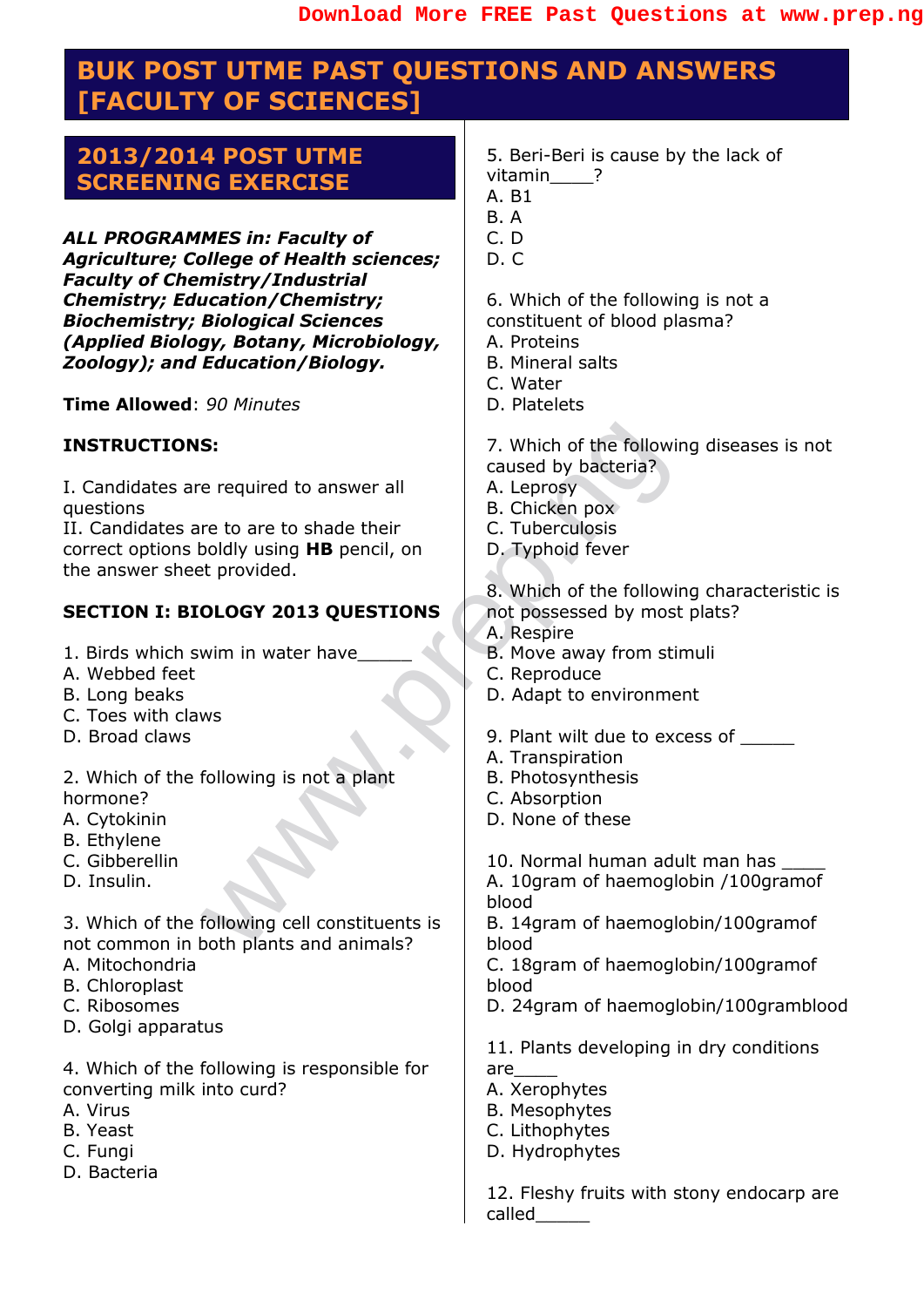# BUK POST UTME PAST QUESTIONS AND ANSWERS [FACULTY OF SCIENCES]

## 2013/2014 POST UTME SCREENING EXERCISE

***ALL PROGRAMMES in: Faculty of Agriculture; College of Health sciences; Faculty of Chemistry/Industrial Chemistry; Education/Chemistry; Biochemistry; Biological Sciences (Applied Biology, Botany, Microbiology, Zoology); and Education/Biology.***

**Time Allowed**: *90 Minutes*

**INSTRUCTIONS:**

I. Candidates are required to answer all questions
II. Candidates are to are to shade their correct options boldly using **HB** pencil, on the answer sheet provided.

**SECTION I: BIOLOGY 2013 QUESTIONS**

1. Birds which swim in water have_____
A. Webbed feet
B. Long beaks
C. Toes with claws
D. Broad claws

2. Which of the following is not a plant hormone?
A. Cytokinin
B. Ethylene
C. Gibberellin
D. Insulin.

3. Which of the following cell constituents is not common in both plants and animals?
A. Mitochondria
B. Chloroplast
C. Ribosomes
D. Golgi apparatus

4. Which of the following is responsible for converting milk into curd?
A. Virus
B. Yeast
C. Fungi
D. Bacteria

5. Beri-Beri is cause by the lack of vitamin____?
A. B1
B. A
C. D
D. C

6. Which of the following is not a constituent of blood plasma?
A. Proteins
B. Mineral salts
C. Water
D. Platelets

7. Which of the following diseases is not caused by bacteria?
A. Leprosy
B. Chicken pox
C. Tuberculosis
D. Typhoid fever

8. Which of the following characteristic is not possessed by most plats?
A. Respire
B. Move away from stimuli
C. Reproduce
D. Adapt to environment

9. Plant wilt due to excess of _____
A. Transpiration
B. Photosynthesis
C. Absorption
D. None of these

10. Normal human adult man has _____
A. 10gram of haemoglobin /100gramof blood
B. 14gram of haemoglobin/100gramof blood
C. 18gram of haemoglobin/100gramof blood
D. 24gram of haemoglobin/100gramblood

11. Plants developing in dry conditions are____
A. Xerophytes
B. Mesophytes
C. Lithophytes
D. Hydrophytes

12. Fleshy fruits with stony endocarp are called_____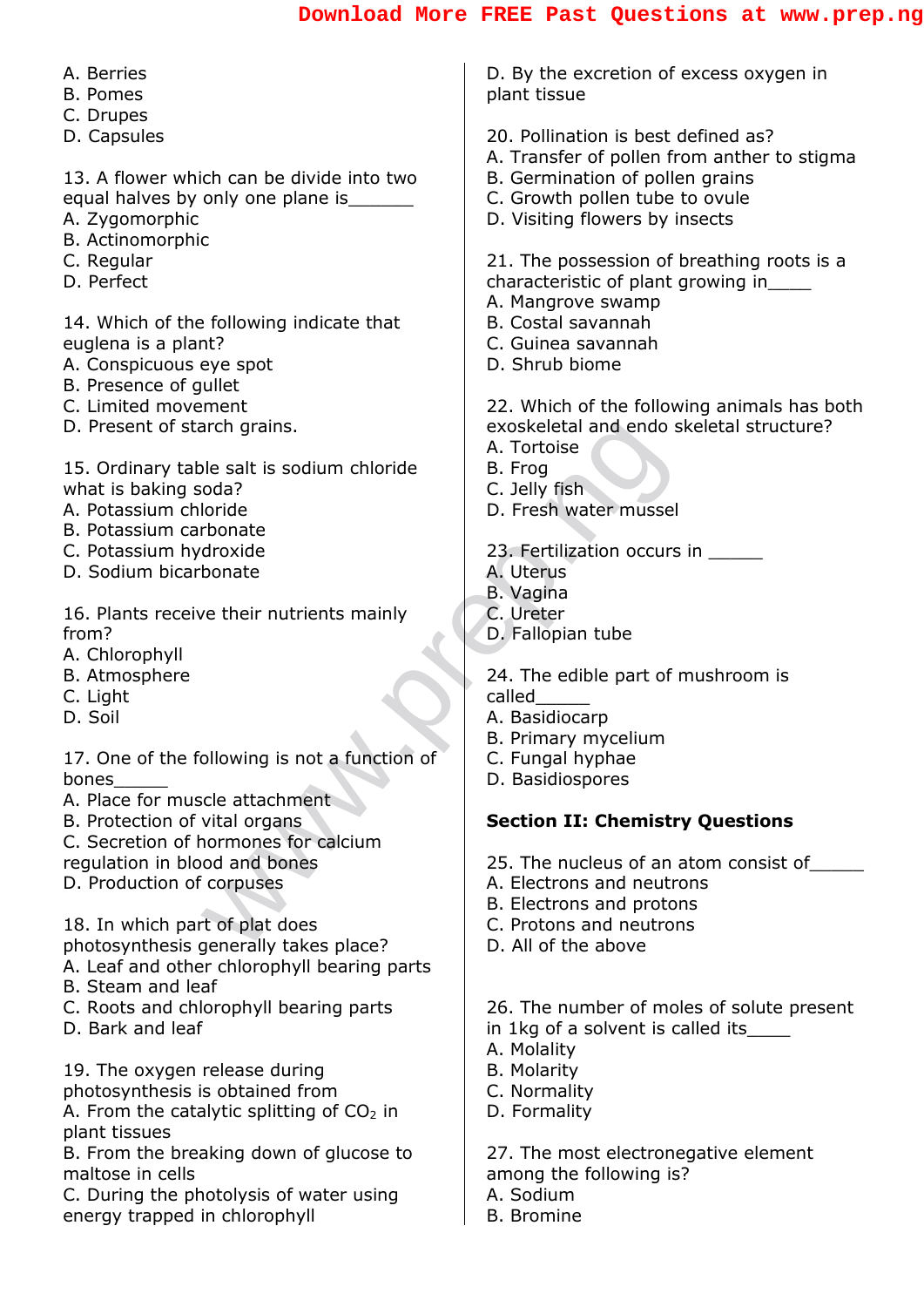A. Berries
B. Pomes
C. Drupes
D. Capsules

13. A flower which can be divide into two equal halves by only one plane is_______
A. Zygomorphic
B. Actinomorphic
C. Regular
D. Perfect

14. Which of the following indicate that euglena is a plant?
A. Conspicuous eye spot
B. Presence of gullet
C. Limited movement
D. Present of starch grains.

15. Ordinary table salt is sodium chloride what is baking soda?
A. Potassium chloride
B. Potassium carbonate
C. Potassium hydroxide
D. Sodium bicarbonate

16. Plants receive their nutrients mainly from?
A. Chlorophyll
B. Atmosphere
C. Light
D. Soil

17. One of the following is not a function of bones______
A. Place for muscle attachment
B. Protection of vital organs
C. Secretion of hormones for calcium regulation in blood and bones
D. Production of corpuses

18. In which part of plat does photosynthesis generally takes place?
A. Leaf and other chlorophyll bearing parts
B. Steam and leaf
C. Roots and chlorophyll bearing parts
D. Bark and leaf

19. The oxygen release during photosynthesis is obtained from
A. From the catalytic splitting of $CO_2$ in plant tissues
B. From the breaking down of glucose to maltose in cells
C. During the photolysis of water using energy trapped in chlorophyll
D. By the excretion of excess oxygen in plant tissue

20. Pollination is best defined as?
A. Transfer of pollen from anther to stigma
B. Germination of pollen grains
C. Growth pollen tube to ovule
D. Visiting flowers by insects

21. The possession of breathing roots is a characteristic of plant growing in_____
A. Mangrove swamp
B. Costal savannah
C. Guinea savannah
D. Shrub biome

22. Which of the following animals has both exoskeletal and endo skeletal structure?
A. Tortoise
B. Frog
C. Jelly fish
D. Fresh water mussel

23. Fertilization occurs in ______
A. Uterus
B. Vagina
C. Ureter
D. Fallopian tube

24. The edible part of mushroom is called______
A. Basidiocarp
B. Primary mycelium
C. Fungal hyphae
D. Basidiospores

**Section II: Chemistry Questions**

25. The nucleus of an atom consist of______
A. Electrons and neutrons
B. Electrons and protons
C. Protons and neutrons
D. All of the above

26. The number of moles of solute present in 1kg of a solvent is called its_____
A. Molality
B. Molarity
C. Normality
D. Formality

27. The most electronegative element among the following is?
A. Sodium
B. Bromine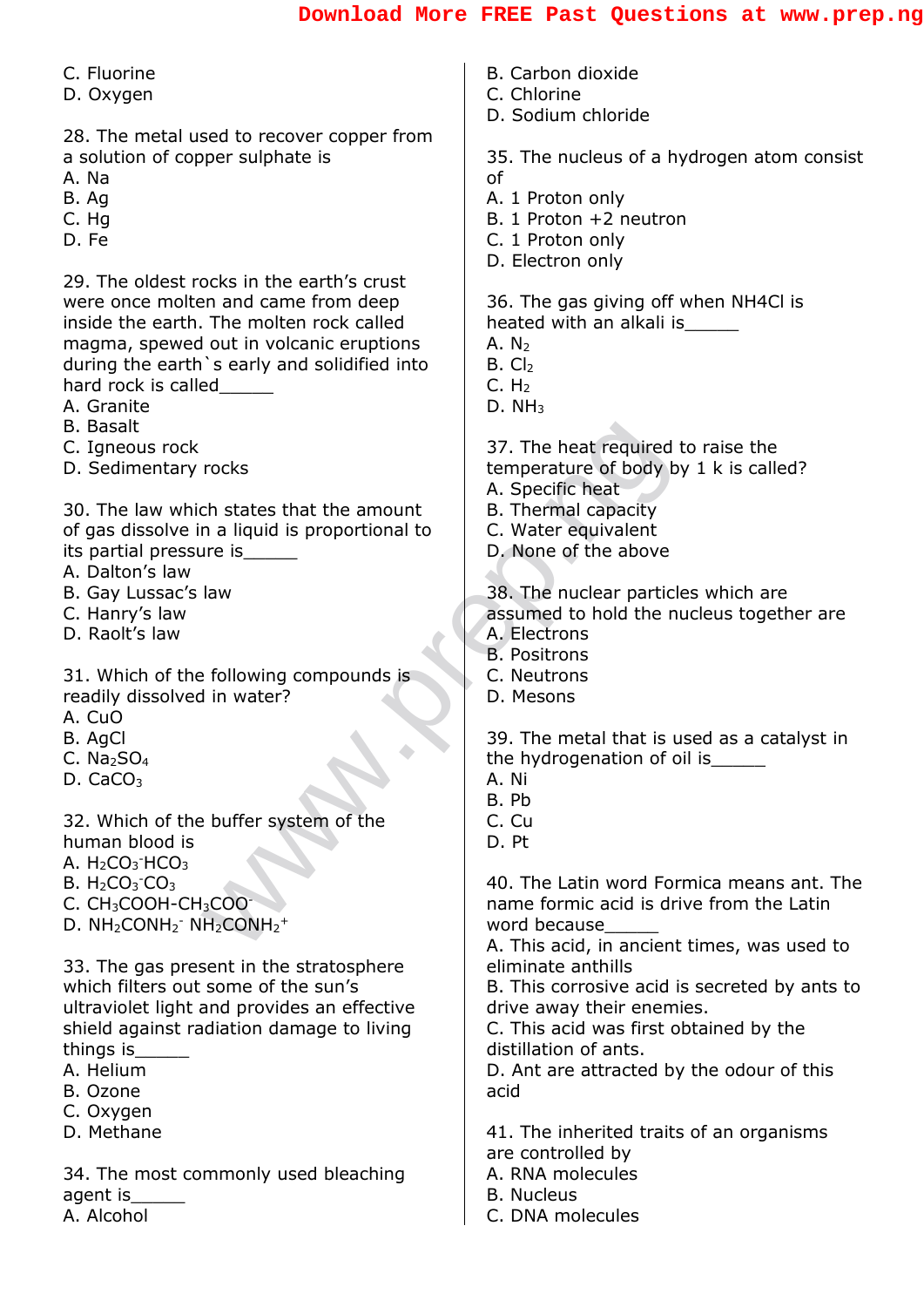C. Fluorine
D. Oxygen

28. The metal used to recover copper from a solution of copper sulphate is
A. Na
B. Ag
C. Hg
D. Fe

29. The oldest rocks in the earth's crust were once molten and came from deep inside the earth. The molten rock called magma, spewed out in volcanic eruptions during the earth`s early and solidified into hard rock is called______
A. Granite
B. Basalt
C. Igneous rock
D. Sedimentary rocks

30. The law which states that the amount of gas dissolve in a liquid is proportional to its partial pressure is______
A. Dalton's law
B. Gay Lussac's law
C. Hanry's law
D. Raolt's law

31. Which of the following compounds is readily dissolved in water?
A. CuO
B. AgCl
C. $Na_2SO_4$
D. $CaCO_3$

32. Which of the buffer system of the human blood is
A. $H_2CO_3^-HCO_3$
B. $H_2CO_3^-CO_3$
C. $CH_3COOH$-$CH_3COO^-$
D. $NH_2CONH_2^-$ $NH_2CONH_2^+$

33. The gas present in the stratosphere which filters out some of the sun's ultraviolet light and provides an effective shield against radiation damage to living things is______
A. Helium
B. Ozone
C. Oxygen
D. Methane

34. The most commonly used bleaching agent is______
A. Alcohol
B. Carbon dioxide
C. Chlorine
D. Sodium chloride

35. The nucleus of a hydrogen atom consist of
A. 1 Proton only
B. 1 Proton +2 neutron
C. 1 Proton only
D. Electron only

36. The gas giving off when NH4Cl is heated with an alkali is______
A. $N_2$
B. $Cl_2$
C. $H_2$
D. $NH_3$

37. The heat required to raise the temperature of body by 1 k is called?
A. Specific heat
B. Thermal capacity
C. Water equivalent
D. None of the above

38. The nuclear particles which are assumed to hold the nucleus together are
A. Electrons
B. Positrons
C. Neutrons
D. Mesons

39. The metal that is used as a catalyst in the hydrogenation of oil is______
A. Ni
B. Pb
C. Cu
D. Pt

40. The Latin word Formica means ant. The name formic acid is drive from the Latin word because______
A. This acid, in ancient times, was used to eliminate anthills
B. This corrosive acid is secreted by ants to drive away their enemies.
C. This acid was first obtained by the distillation of ants.
D. Ant are attracted by the odour of this acid

41. The inherited traits of an organisms are controlled by
A. RNA molecules
B. Nucleus
C. DNA molecules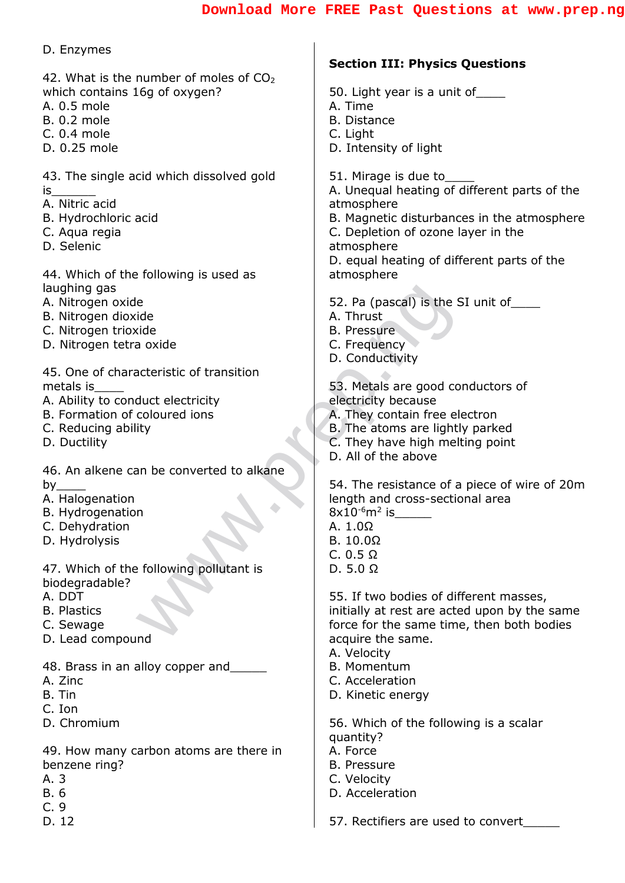D. Enzymes

42. What is the number of moles of $CO_2$ which contains 16g of oxygen?
A. 0.5 mole
B. 0.2 mole
C. 0.4 mole
D. 0.25 mole

43. The single acid which dissolved gold is_______
A. Nitric acid
B. Hydrochloric acid
C. Aqua regia
D. Selenic

44. Which of the following is used as laughing gas
A. Nitrogen oxide
B. Nitrogen dioxide
C. Nitrogen trioxide
D. Nitrogen tetra oxide

45. One of characteristic of transition metals is_____
A. Ability to conduct electricity
B. Formation of coloured ions
C. Reducing ability
D. Ductility

46. An alkene can be converted to alkane by_____
A. Halogenation
B. Hydrogenation
C. Dehydration
D. Hydrolysis

47. Which of the following pollutant is biodegradable?
A. DDT
B. Plastics
C. Sewage
D. Lead compound

48. Brass in an alloy copper and______
A. Zinc
B. Tin
C. Ion
D. Chromium

49. How many carbon atoms are there in benzene ring?
A. 3
B. 6
C. 9
D. 12

## Section III: Physics Questions

50. Light year is a unit of____
A. Time
B. Distance
C. Light
D. Intensity of light

51. Mirage is due to_____
A. Unequal heating of different parts of the atmosphere
B. Magnetic disturbances in the atmosphere
C. Depletion of ozone layer in the atmosphere
D. equal heating of different parts of the atmosphere

52. Pa (pascal) is the SI unit of____
A. Thrust
B. Pressure
C. Frequency
D. Conductivity

53. Metals are good conductors of electricity because
A. They contain free electron
B. The atoms are lightly parked
C. They have high melting point
D. All of the above

54. The resistance of a piece of wire of 20m length and cross-sectional area $8x10^{-6}m^2$ is______
A. 1.0Ω
B. 10.0Ω
C. 0.5 Ω
D. 5.0 Ω

55. If two bodies of different masses, initially at rest are acted upon by the same force for the same time, then both bodies acquire the same.
A. Velocity
B. Momentum
C. Acceleration
D. Kinetic energy

56. Which of the following is a scalar quantity?
A. Force
B. Pressure
C. Velocity
D. Acceleration

57. Rectifiers are used to convert______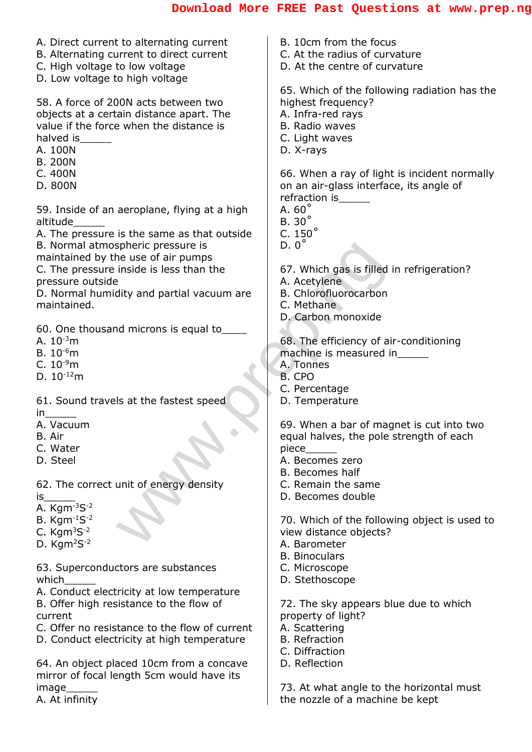A. Direct current to alternating current
B. Alternating current to direct current
C. High voltage to low voltage
D. Low voltage to high voltage

58. A force of 200N acts between two objects at a certain distance apart. The value if the force when the distance is halved is_____
A. 100N
B. 200N
C. 400N
D. 800N

59. Inside of an aeroplane, flying at a high altitude_____
A. The pressure is the same as that outside
B. Normal atmospheric pressure is maintained by the use of air pumps
C. The pressure inside is less than the pressure outside
D. Normal humidity and partial vacuum are maintained.

60. One thousand microns is equal to____
A. $10^{-3}$m
B. $10^{-6}$m
C. $10^{-9}$m
D. $10^{-12}$m

61. Sound travels at the fastest speed in_____
A. Vacuum
B. Air
C. Water
D. Steel

62. The correct unit of energy density is_____
A. $Kgm^{-3}S^{-2}$
B. $Kgm^{-1}S^{-2}$
C. $Kgm^{3}S^{-2}$
D. $Kgm^{2}S^{-2}$

63. Superconductors are substances which_____
A. Conduct electricity at low temperature
B. Offer high resistance to the flow of current
C. Offer no resistance to the flow of current
D. Conduct electricity at high temperature

64. An object placed 10cm from a concave mirror of focal length 5cm would have its image_____
A. At infinity
B. 10cm from the focus
C. At the radius of curvature
D. At the centre of curvature

65. Which of the following radiation has the highest frequency?
A. Infra-red rays
B. Radio waves
C. Light waves
D. X-rays

66. When a ray of light is incident normally on an air-glass interface, its angle of refraction is_____
A. $60^\circ$
B. $30^\circ$
C. $150^\circ$
D. $0^\circ$

67. Which gas is filled in refrigeration?
A. Acetylene
B. Chlorofluorocarbon
C. Methane
D. Carbon monoxide

68. The efficiency of air-conditioning machine is measured in_____
A. Tonnes
B. CPO
C. Percentage
D. Temperature

69. When a bar of magnet is cut into two equal halves, the pole strength of each piece_____
A. Becomes zero
B. Becomes half
C. Remain the same
D. Becomes double

70. Which of the following object is used to view distance objects?
A. Barometer
B. Binoculars
C. Microscope
D. Stethoscope

72. The sky appears blue due to which property of light?
A. Scattering
B. Refraction
C. Diffraction
D. Reflection

73. At what angle to the horizontal must the nozzle of a machine be kept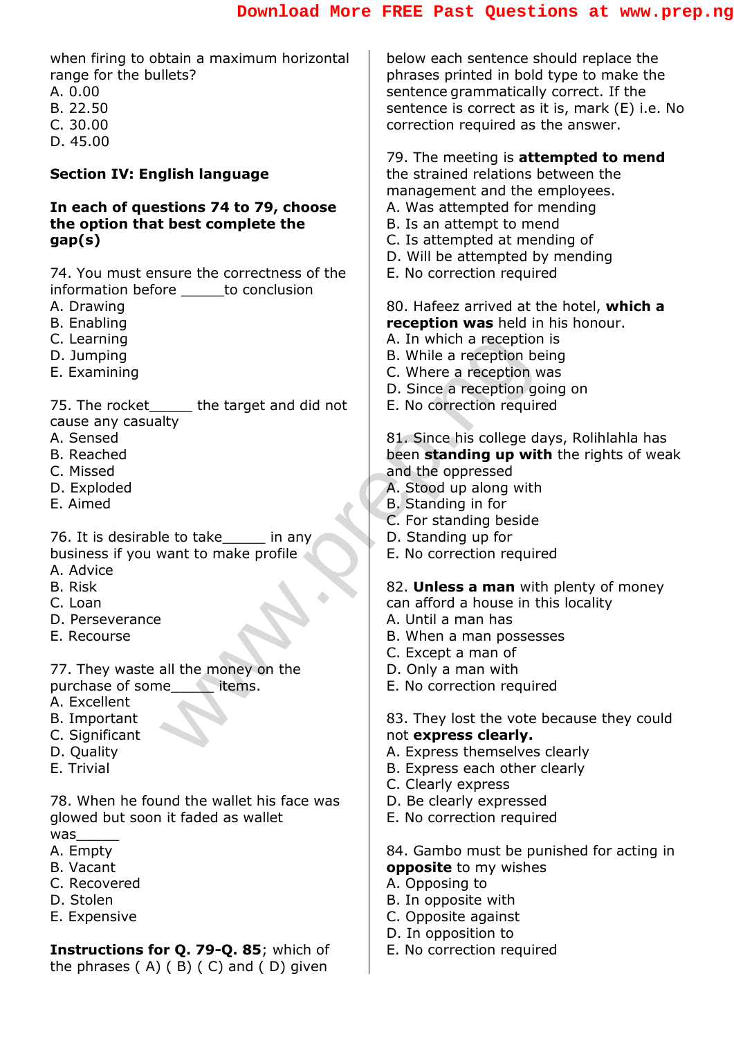when firing to obtain a maximum horizontal range for the bullets?
A. 0.00
B. 22.50
C. 30.00
D. 45.00

## Section IV: English language

**In each of questions 74 to 79, choose the option that best complete the gap(s)**

74. You must ensure the correctness of the information before ______to conclusion
A. Drawing
B. Enabling
C. Learning
D. Jumping
E. Examining

75. The rocket______ the target and did not cause any casualty
A. Sensed
B. Reached
C. Missed
D. Exploded
E. Aimed

76. It is desirable to take______ in any business if you want to make profile
A. Advice
B. Risk
C. Loan
D. Perseverance
E. Recourse

77. They waste all the money on the purchase of some______ items.
A. Excellent
B. Important
C. Significant
D. Quality
E. Trivial

78. When he found the wallet his face was glowed but soon it faded as wallet was______
A. Empty
B. Vacant
C. Recovered
D. Stolen
E. Expensive

**Instructions for Q. 79-Q. 85**; which of the phrases ( A) ( B) ( C) and ( D) given below each sentence should replace the phrases printed in bold type to make the sentence grammatically correct. If the sentence is correct as it is, mark (E) i.e. No correction required as the answer.

79. The meeting is **attempted to mend** the strained relations between the management and the employees.
A. Was attempted for mending
B. Is an attempt to mend
C. Is attempted at mending of
D. Will be attempted by mending
E. No correction required

80. Hafeez arrived at the hotel, **which a reception was** held in his honour.
A. In which a reception is
B. While a reception being
C. Where a reception was
D. Since a reception going on
E. No correction required

81. Since his college days, Rolihlahla has been **standing up with** the rights of weak and the oppressed
A. Stood up along with
B. Standing in for
C. For standing beside
D. Standing up for
E. No correction required

82. **Unless a man** with plenty of money can afford a house in this locality
A. Until a man has
B. When a man possesses
C. Except a man of
D. Only a man with
E. No correction required

83. They lost the vote because they could not **express clearly.**
A. Express themselves clearly
B. Express each other clearly
C. Clearly express
D. Be clearly expressed
E. No correction required

84. Gambo must be punished for acting in **opposite** to my wishes
A. Opposing to
B. In opposite with
C. Opposite against
D. In opposition to
E. No correction required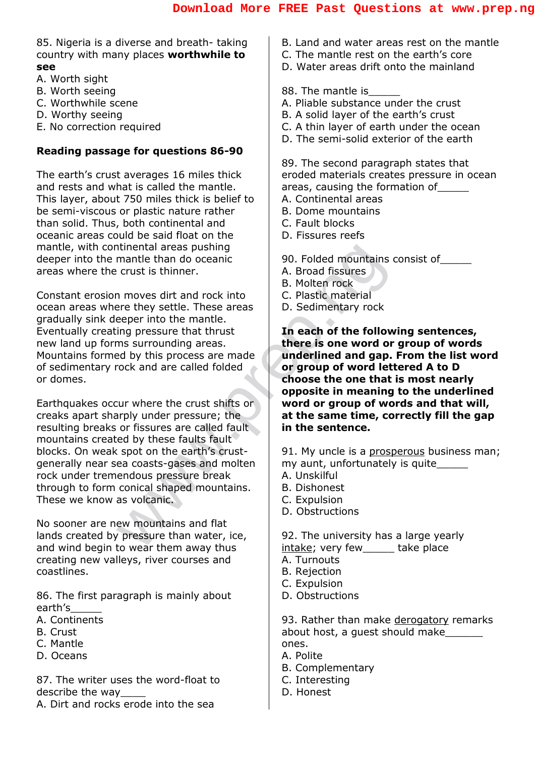85. Nigeria is a diverse and breath- taking country with many places **worthwhile to see**
A. Worth sight
B. Worth seeing
C. Worthwhile scene
D. Worthy seeing
E. No correction required

**Reading passage for questions 86-90**

The earth's crust averages 16 miles thick and rests on what is called the mantle. This layer, about 750 miles thick is belief to be semi-viscous or plastic nature rather than solid. Thus, both continental and oceanic areas could be said float on the mantle, with continental areas pushing deeper into the mantle than do oceanic areas where the crust is thinner.

Constant erosion moves dirt and rock into ocean areas where they settle. These areas gradually sink deeper into the mantle. Eventually creating pressure that thrust new land up forms surrounding areas. Mountains formed by this process are made of sedimentary rock and are called folded or domes.

Earthquakes occur where the crust shifts or creaks apart sharply under pressure; the resulting breaks or fissures are called fault mountains created by these faults fault blocks. On weak spot on the earth's crust-generally near sea coasts-gases and molten rock under tremendous pressure break through to form conical shaped mountains. These we know as volcanic.

No sooner are new mountains and flat lands created by pressure than water, ice, and wind begin to wear them away thus creating new valleys, river courses and coastlines.

86. The first paragraph is mainly about earth's_____
A. Continents
B. Crust
C. Mantle
D. Oceans

87. The writer uses the word-float to describe the way_____
A. Dirt and rocks erode into the sea
B. Land and water areas rest on the mantle
C. The mantle rest on the earth's core
D. Water areas drift onto the mainland

88. The mantle is_____
A. Pliable substance under the crust
B. A solid layer of the earth's crust
C. A thin layer of earth under the ocean
D. The semi-solid exterior of the earth

89. The second paragraph states that eroded materials creates pressure in ocean areas, causing the formation of_____
A. Continental areas
B. Dome mountains
C. Fault blocks
D. Fissures reefs

90. Folded mountains consist of_____
A. Broad fissures
B. Molten rock
C. Plastic material
D. Sedimentary rock

**In each of the following sentences, there is one word or group of words underlined and gap. From the list word or group of word lettered A to D choose the one that is most nearly opposite in meaning to the underlined word or group of words and that will, at the same time, correctly fill the gap in the sentence.**

91. My uncle is a <u>prosperous</u> business man; my aunt, unfortunately is quite_____
A. Unskilful
B. Dishonest
C. Expulsion
D. Obstructions

92. The university has a large yearly <u>intake</u>; very few_____ take place
A. Turnouts
B. Rejection
C. Expulsion
D. Obstructions

93. Rather than make <u>derogatory</u> remarks about host, a guest should make_______ ones.
A. Polite
B. Complementary
C. Interesting
D. Honest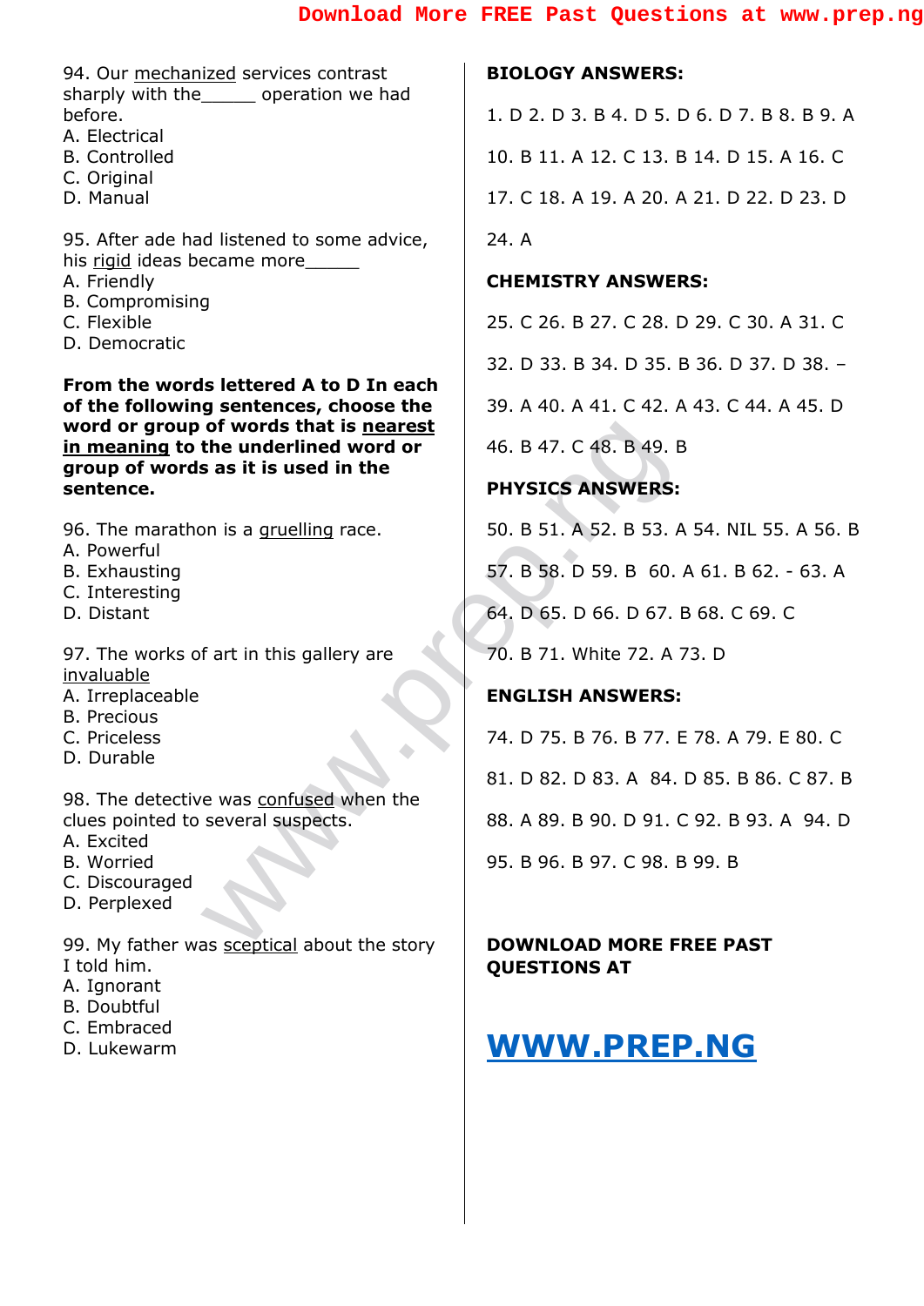94. Our <u>mechanized</u> services contrast sharply with the______ operation we had before.
A. Electrical
B. Controlled
C. Original
D. Manual

95. After ade had listened to some advice, his <u>rigid</u> ideas became more______
A. Friendly
B. Compromising
C. Flexible
D. Democratic

**From the words lettered A to D In each of the following sentences, choose the word or group of words that is <u>nearest in meaning</u> to the underlined word or group of words as it is used in the sentence.**

96. The marathon is a <u>gruelling</u> race.
A. Powerful
B. Exhausting
C. Interesting
D. Distant

97. The works of art in this gallery are <u>invaluable</u>
A. Irreplaceable
B. Precious
C. Priceless
D. Durable

98. The detective was <u>confused</u> when the clues pointed to several suspects.
A. Excited
B. Worried
C. Discouraged
D. Perplexed

99. My father was <u>sceptical</u> about the story I told him.
A. Ignorant
B. Doubtful
C. Embraced
D. Lukewarm

**BIOLOGY ANSWERS:**

1. D 2. D 3. B 4. D 5. D 6. D 7. B 8. B 9. A

10. B 11. A 12. C 13. B 14. D 15. A 16. C

17. C 18. A 19. A 20. A 21. D 22. D 23. D

24. A

**CHEMISTRY ANSWERS:**

25. C 26. B 27. C 28. D 29. C 30. A 31. C

32. D 33. B 34. D 35. B 36. D 37. D 38. –

39. A 40. A 41. C 42. A 43. C 44. A 45. D

46. B 47. C 48. B 49. B

**PHYSICS ANSWERS:**

50. B 51. A 52. B 53. A 54. NIL 55. A 56. B

57. B 58. D 59. B 60. A 61. B 62. - 63. A

64. D 65. D 66. D 67. B 68. C 69. C

70. B 71. White 72. A 73. D

**ENGLISH ANSWERS:**

74. D 75. B 76. B 77. E 78. A 79. E 80. C

81. D 82. D 83. A 84. D 85. B 86. C 87. B

88. A 89. B 90. D 91. C 92. B 93. A 94. D

95. B 96. B 97. C 98. B 99. B

**DOWNLOAD MORE FREE PAST QUESTIONS AT**

**WWW.PREP.NG**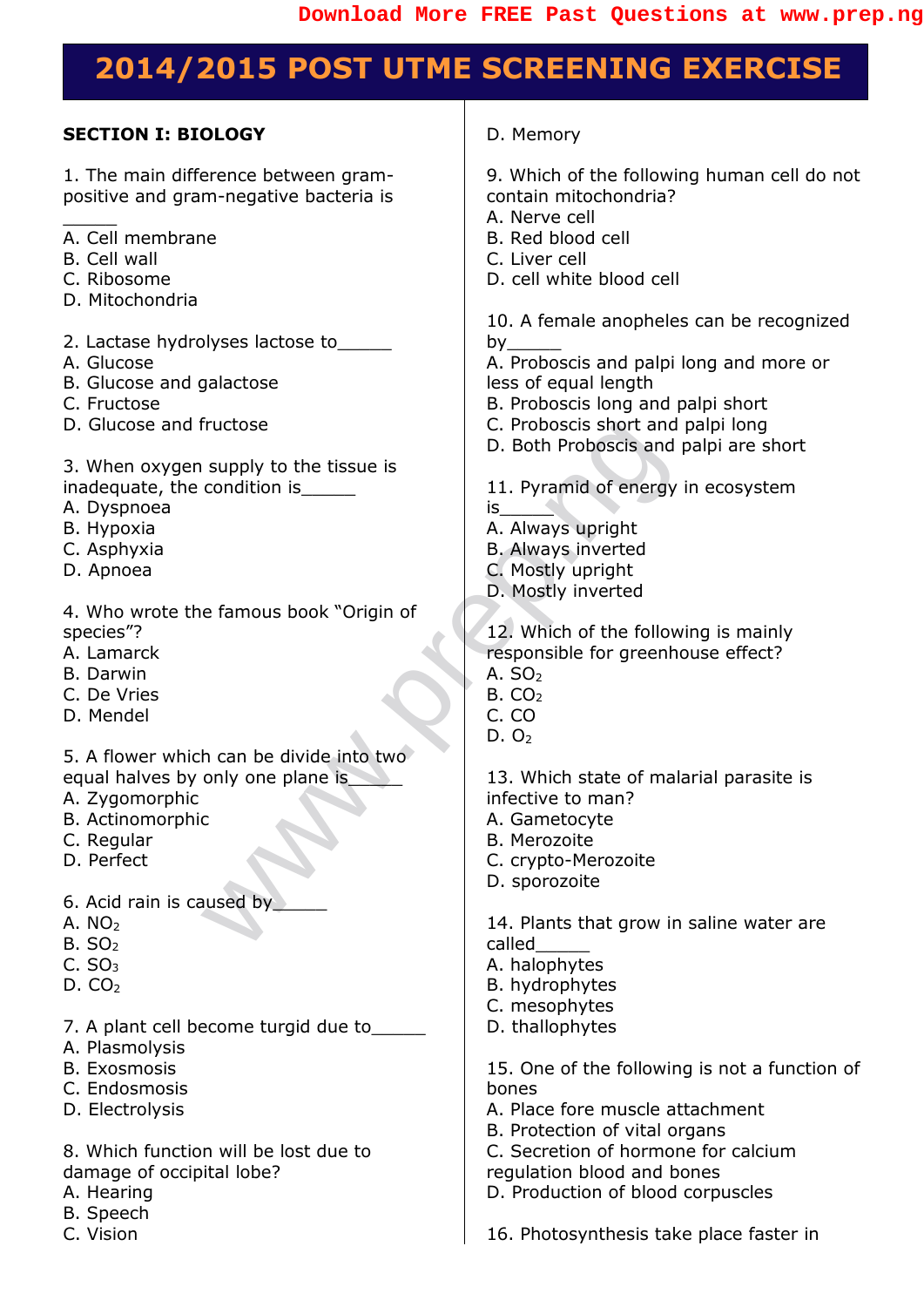# 2014/2015 POST UTME SCREENING EXERCISE

**SECTION I: BIOLOGY**

1. The main difference between gram-positive and gram-negative bacteria is ______
A. Cell membrane
B. Cell wall
C. Ribosome
D. Mitochondria

2. Lactase hydrolyses lactose to______
A. Glucose
B. Glucose and galactose
C. Fructose
D. Glucose and fructose

3. When oxygen supply to the tissue is inadequate, the condition is______
A. Dyspnoea
B. Hypoxia
C. Asphyxia
D. Apnoea

4. Who wrote the famous book "Origin of species"?
A. Lamarck
B. Darwin
C. De Vries
D. Mendel

5. A flower which can be divide into two equal halves by only one plane is______
A. Zygomorphic
B. Actinomorphic
C. Regular
D. Perfect

6. Acid rain is caused by______
A. $NO_2$
B. $SO_2$
C. $SO_3$
D. $CO_2$

7. A plant cell become turgid due to______
A. Plasmolysis
B. Exosmosis
C. Endosmosis
D. Electrolysis

8. Which function will be lost due to damage of occipital lobe?
A. Hearing
B. Speech
C. Vision
D. Memory

9. Which of the following human cell do not contain mitochondria?
A. Nerve cell
B. Red blood cell
C. Liver cell
D. cell white blood cell

10. A female anopheles can be recognized by______
A. Proboscis and palpi long and more or less of equal length
B. Proboscis long and palpi short
C. Proboscis short and palpi long
D. Both Proboscis and palpi are short

11. Pyramid of energy in ecosystem is______
A. Always upright
B. Always inverted
C. Mostly upright
D. Mostly inverted

12. Which of the following is mainly responsible for greenhouse effect?
A. $SO_2$
B. $CO_2$
C. CO
D. $O_2$

13. Which state of malarial parasite is infective to man?
A. Gametocyte
B. Merozoite
C. crypto-Merozoite
D. sporozoite

14. Plants that grow in saline water are called______
A. halophytes
B. hydrophytes
C. mesophytes
D. thallophytes

15. One of the following is not a function of bones
A. Place fore muscle attachment
B. Protection of vital organs
C. Secretion of hormone for calcium regulation blood and bones
D. Production of blood corpuscles

16. Photosynthesis take place faster in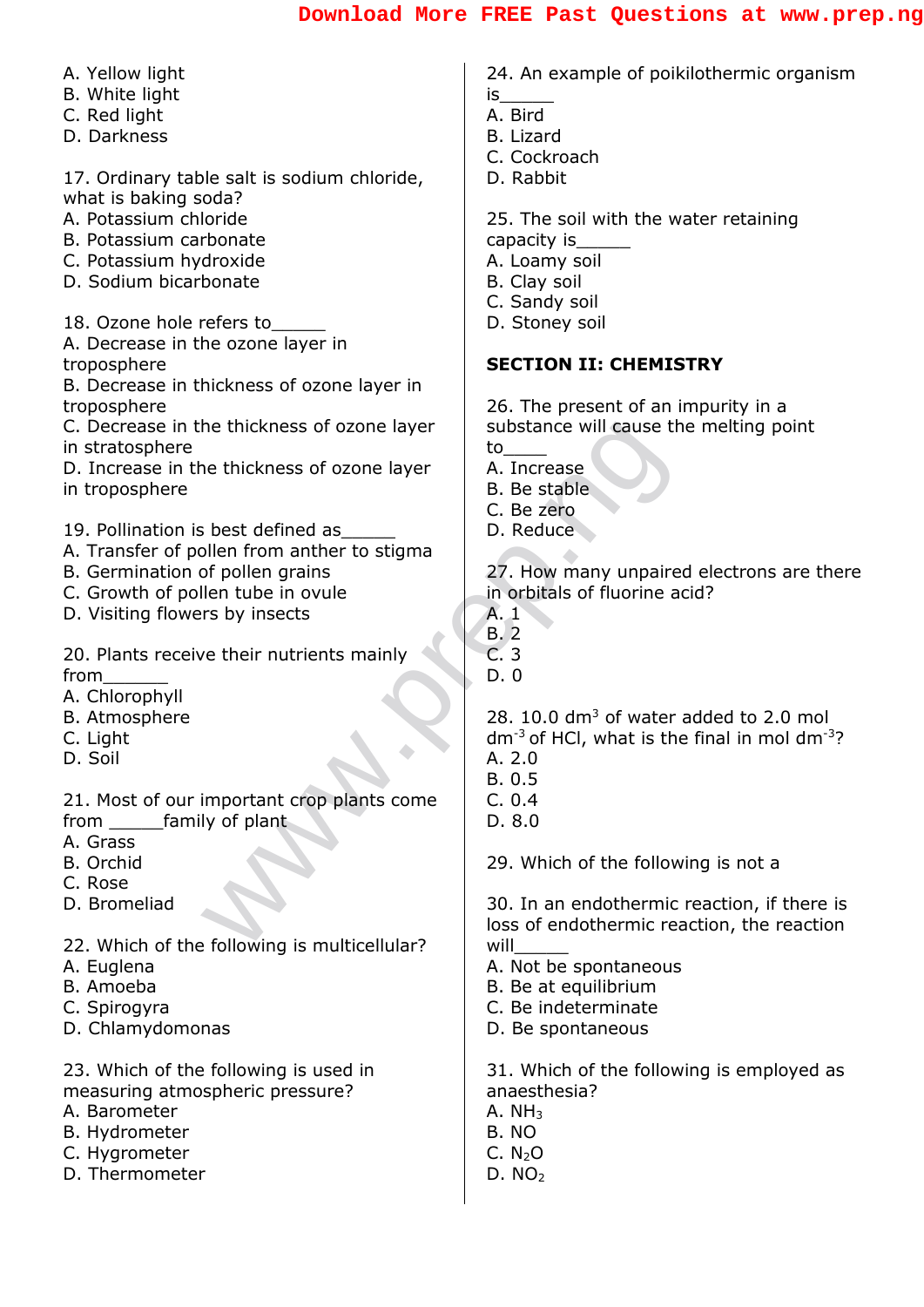A. Yellow light
B. White light
C. Red light
D. Darkness

17. Ordinary table salt is sodium chloride, what is baking soda?
A. Potassium chloride
B. Potassium carbonate
C. Potassium hydroxide
D. Sodium bicarbonate

18. Ozone hole refers to______
A. Decrease in the ozone layer in troposphere
B. Decrease in thickness of ozone layer in troposphere
C. Decrease in the thickness of ozone layer in stratosphere
D. Increase in the thickness of ozone layer in troposphere

19. Pollination is best defined as______
A. Transfer of pollen from anther to stigma
B. Germination of pollen grains
C. Growth of pollen tube in ovule
D. Visiting flowers by insects

20. Plants receive their nutrients mainly from_______
A. Chlorophyll
B. Atmosphere
C. Light
D. Soil

21. Most of our important crop plants come from ______family of plant
A. Grass
B. Orchid
C. Rose
D. Bromeliad

22. Which of the following is multicellular?
A. Euglena
B. Amoeba
C. Spirogyra
D. Chlamydomonas

23. Which of the following is used in measuring atmospheric pressure?
A. Barometer
B. Hydrometer
C. Hygrometer
D. Thermometer

24. An example of poikilothermic organism is______
A. Bird
B. Lizard
C. Cockroach
D. Rabbit

25. The soil with the water retaining capacity is______
A. Loamy soil
B. Clay soil
C. Sandy soil
D. Stoney soil

## SECTION II: CHEMISTRY

26. The present of an impurity in a substance will cause the melting point to_____
A. Increase
B. Be stable
C. Be zero
D. Reduce

27. How many unpaired electrons are there in orbitals of fluorine acid?
A. 1
B. 2
C. 3
D. 0

28. 10.0 $dm^3$ of water added to 2.0 mol $dm^{-3}$ of HCl, what is the final in mol $dm^{-3}$?
A. 2.0
B. 0.5
C. 0.4
D. 8.0

29. Which of the following is not a

30. In an endothermic reaction, if there is loss of endothermic reaction, the reaction will______
A. Not be spontaneous
B. Be at equilibrium
C. Be indeterminate
D. Be spontaneous

31. Which of the following is employed as anaesthesia?
A. $NH_3$
B. NO
C. $N_2O$
D. $NO_2$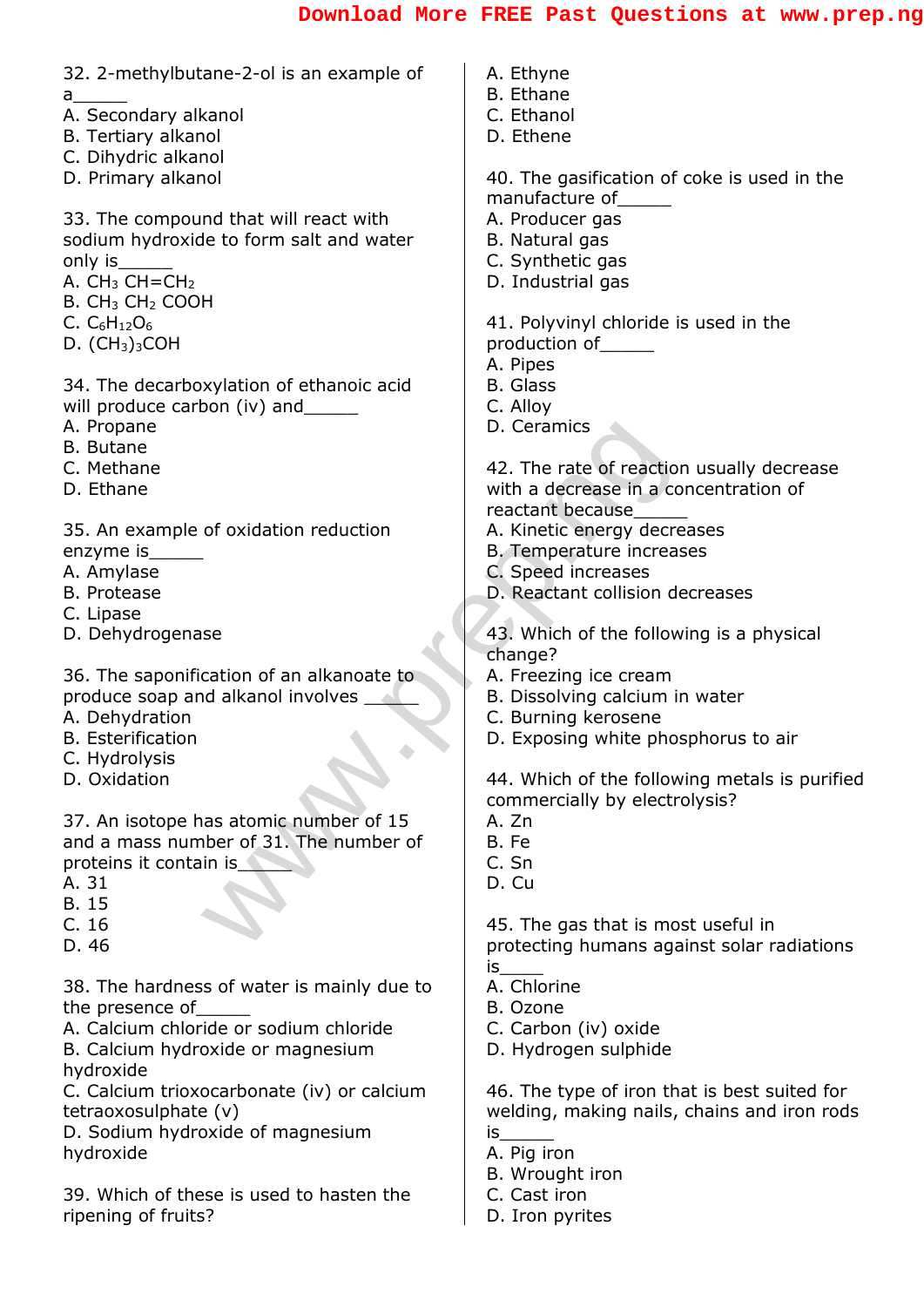32. 2-methylbutane-2-ol is an example of a______
A. Secondary alkanol
B. Tertiary alkanol
C. Dihydric alkanol
D. Primary alkanol

33. The compound that will react with sodium hydroxide to form salt and water only is______
A. $CH_3$ $CH{=}CH_2$
B. $CH_3$ $CH_2$ $COOH$
C. $C_6H_{12}O_6$
D. $(CH_3)_3COH$

34. The decarboxylation of ethanoic acid will produce carbon (iv) and______
A. Propane
B. Butane
C. Methane
D. Ethane

35. An example of oxidation reduction enzyme is______
A. Amylase
B. Protease
C. Lipase
D. Dehydrogenase

36. The saponification of an alkanoate to produce soap and alkanol involves ______
A. Dehydration
B. Esterification
C. Hydrolysis
D. Oxidation

37. An isotope has atomic number of 15 and a mass number of 31. The number of proteins it contain is______
A. 31
B. 15
C. 16
D. 46

38. The hardness of water is mainly due to the presence of______
A. Calcium chloride or sodium chloride
B. Calcium hydroxide or magnesium hydroxide
C. Calcium trioxocarbonate (iv) or calcium tetraoxosulphate (v)
D. Sodium hydroxide of magnesium hydroxide

39. Which of these is used to hasten the ripening of fruits?
A. Ethyne
B. Ethane
C. Ethanol
D. Ethene

40. The gasification of coke is used in the manufacture of______
A. Producer gas
B. Natural gas
C. Synthetic gas
D. Industrial gas

41. Polyvinyl chloride is used in the production of______
A. Pipes
B. Glass
C. Alloy
D. Ceramics

42. The rate of reaction usually decrease with a decrease in a concentration of reactant because______
A. Kinetic energy decreases
B. Temperature increases
C. Speed increases
D. Reactant collision decreases

43. Which of the following is a physical change?
A. Freezing ice cream
B. Dissolving calcium in water
C. Burning kerosene
D. Exposing white phosphorus to air

44. Which of the following metals is purified commercially by electrolysis?
A. Zn
B. Fe
C. Sn
D. Cu

45. The gas that is most useful in protecting humans against solar radiations is_____
A. Chlorine
B. Ozone
C. Carbon (iv) oxide
D. Hydrogen sulphide

46. The type of iron that is best suited for welding, making nails, chains and iron rods is______
A. Pig iron
B. Wrought iron
C. Cast iron
D. Iron pyrites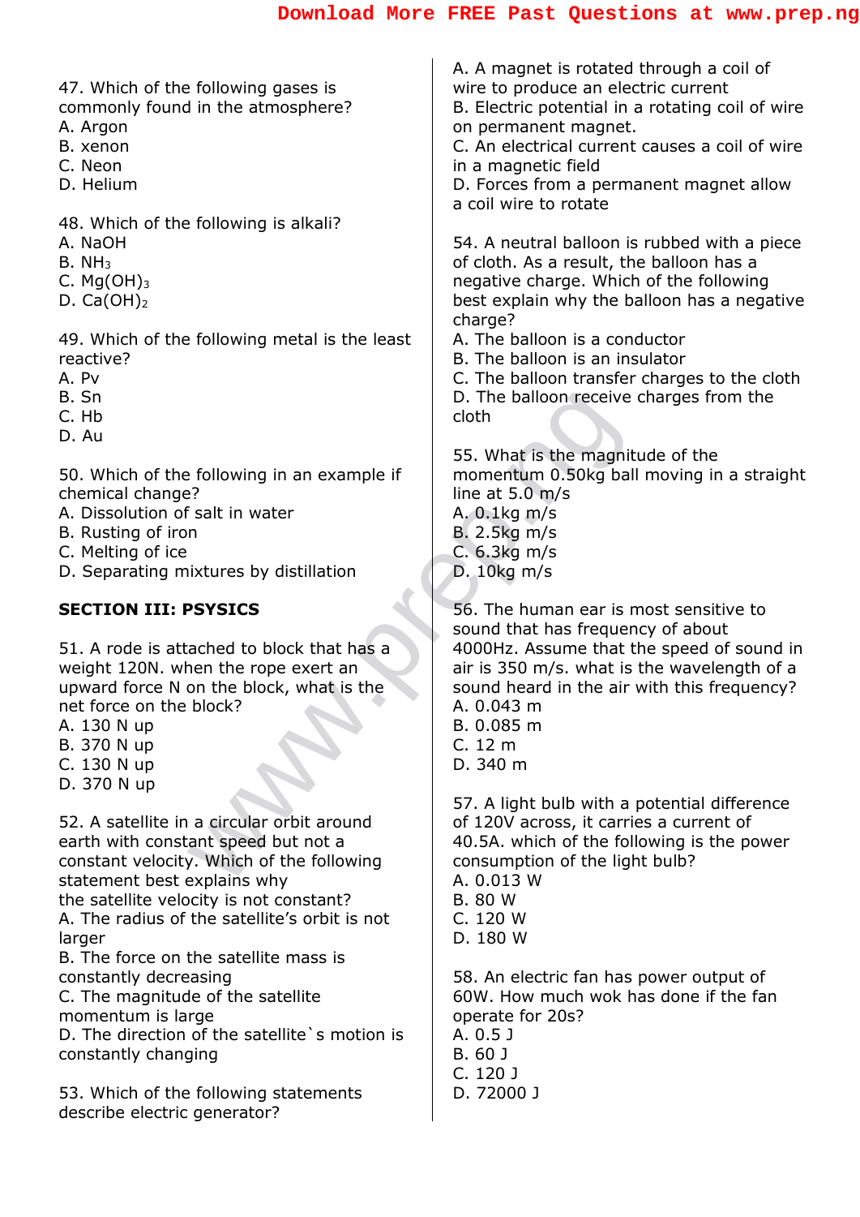47. Which of the following gases is commonly found in the atmosphere?
A. Argon
B. xenon
C. Neon
D. Helium

48. Which of the following is alkali?
A. NaOH
B. $NH_3$
C. $Mg(OH)_3$
D. $Ca(OH)_2$

49. Which of the following metal is the least reactive?
A. Pv
B. Sn
C. Hb
D. Au

50. Which of the following in an example if chemical change?
A. Dissolution of salt in water
B. Rusting of iron
C. Melting of ice
D. Separating mixtures by distillation

**SECTION III: PSYSICS**

51. A rode is attached to block that has a weight 120N. when the rope exert an upward force N on the block, what is the net force on the block?
A. 130 N up
B. 370 N up
C. 130 N up
D. 370 N up

52. A satellite in a circular orbit around earth with constant speed but not a constant velocity. Which of the following statement best explains why the satellite velocity is not constant?
A. The radius of the satellite's orbit is not larger
B. The force on the satellite mass is constantly decreasing
C. The magnitude of the satellite momentum is large
D. The direction of the satellite`s motion is constantly changing

53. Which of the following statements describe electric generator?
A. A magnet is rotated through a coil of wire to produce an electric current
B. Electric potential in a rotating coil of wire on permanent magnet.
C. An electrical current causes a coil of wire in a magnetic field
D. Forces from a permanent magnet allow a coil wire to rotate

54. A neutral balloon is rubbed with a piece of cloth. As a result, the balloon has a negative charge. Which of the following best explain why the balloon has a negative charge?
A. The balloon is a conductor
B. The balloon is an insulator
C. The balloon transfer charges to the cloth
D. The balloon receive charges from the cloth

55. What is the magnitude of the momentum 0.50kg ball moving in a straight line at 5.0 m/s
A. 0.1kg m/s
B. 2.5kg m/s
C. 6.3kg m/s
D. 10kg m/s

56. The human ear is most sensitive to sound that has frequency of about 4000Hz. Assume that the speed of sound in air is 350 m/s. what is the wavelength of a sound heard in the air with this frequency?
A. 0.043 m
B. 0.085 m
C. 12 m
D. 340 m

57. A light bulb with a potential difference of 120V across, it carries a current of 40.5A. which of the following is the power consumption of the light bulb?
A. 0.013 W
B. 80 W
C. 120 W
D. 180 W

58. An electric fan has power output of 60W. How much wok has done if the fan operate for 20s?
A. 0.5 J
B. 60 J
C. 120 J
D. 72000 J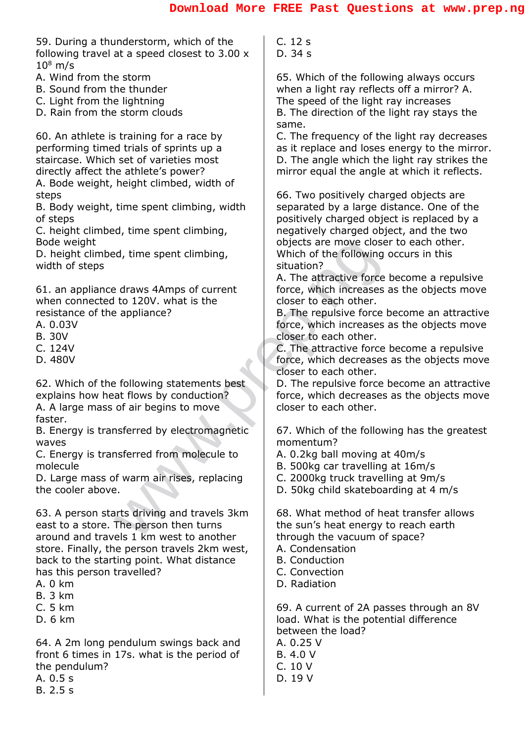59. During a thunderstorm, which of the following travel at a speed closest to $3.00 \times 10^8$ m/s
A. Wind from the storm
B. Sound from the thunder
C. Light from the lightning
D. Rain from the storm clouds

60. An athlete is training for a race by performing timed trials of sprints up a staircase. Which set of varieties most directly affect the athlete's power?
A. Bode weight, height climbed, width of steps
B. Body weight, time spent climbing, width of steps
C. height climbed, time spent climbing, Bode weight
D. height climbed, time spent climbing, width of steps

61. an appliance draws 4Amps of current when connected to 120V. what is the resistance of the appliance?
A. 0.03V
B. 30V
C. 124V
D. 480V

62. Which of the following statements best explains how heat flows by conduction?
A. A large mass of air begins to move faster.
B. Energy is transferred by electromagnetic waves
C. Energy is transferred from molecule to molecule
D. Large mass of warm air rises, replacing the cooler above.

63. A person starts driving and travels 3km east to a store. The person then turns around and travels 1 km west to another store. Finally, the person travels 2km west, back to the starting point. What distance has this person travelled?
A. 0 km
B. 3 km
C. 5 km
D. 6 km

64. A 2m long pendulum swings back and front 6 times in 17s. what is the period of the pendulum?
A. 0.5 s
B. 2.5 s
C. 12 s
D. 34 s

65. Which of the following always occurs when a light ray reflects off a mirror? A. The speed of the light ray increases
B. The direction of the light ray stays the same.
C. The frequency of the light ray decreases as it replace and loses energy to the mirror.
D. The angle which the light ray strikes the mirror equal the angle at which it reflects.

66. Two positively charged objects are separated by a large distance. One of the positively charged object is replaced by a negatively charged object, and the two objects are move closer to each other. Which of the following occurs in this situation?
A. The attractive force become a repulsive force, which increases as the objects move closer to each other.
B. The repulsive force become an attractive force, which increases as the objects move closer to each other.
C. The attractive force become a repulsive force, which decreases as the objects move closer to each other.
D. The repulsive force become an attractive force, which decreases as the objects move closer to each other.

67. Which of the following has the greatest momentum?
A. 0.2kg ball moving at 40m/s
B. 500kg car travelling at 16m/s
C. 2000kg truck travelling at 9m/s
D. 50kg child skateboarding at 4 m/s

68. What method of heat transfer allows the sun's heat energy to reach earth through the vacuum of space?
A. Condensation
B. Conduction
C. Convection
D. Radiation

69. A current of 2A passes through an 8V load. What is the potential difference between the load?
A. 0.25 V
B. 4.0 V
C. 10 V
D. 19 V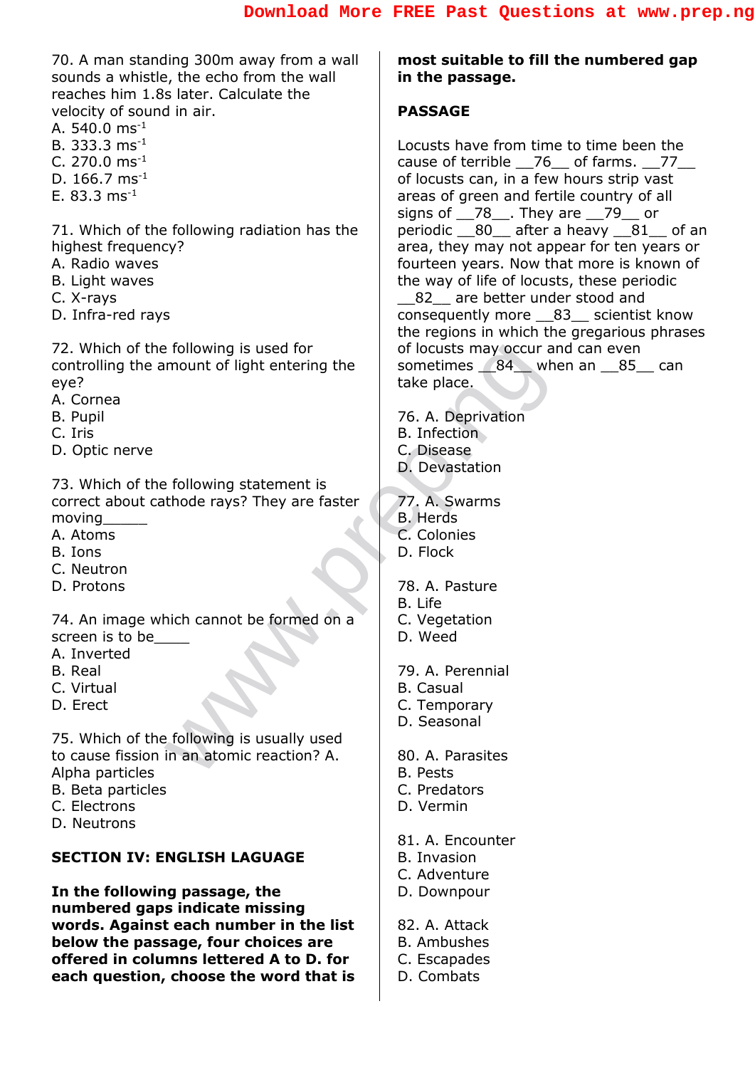70. A man standing 300m away from a wall sounds a whistle, the echo from the wall reaches him 1.8s later. Calculate the velocity of sound in air.
A. 540.0 $ms^{-1}$
B. 333.3 $ms^{-1}$
C. 270.0 $ms^{-1}$
D. 166.7 $ms^{-1}$
E. 83.3 $ms^{-1}$

71. Which of the following radiation has the highest frequency?
A. Radio waves
B. Light waves
C. X-rays
D. Infra-red rays

72. Which of the following is used for controlling the amount of light entering the eye?
A. Cornea
B. Pupil
C. Iris
D. Optic nerve

73. Which of the following statement is correct about cathode rays? They are faster moving______
A. Atoms
B. Ions
C. Neutron
D. Protons

74. An image which cannot be formed on a screen is to be_____
A. Inverted
B. Real
C. Virtual
D. Erect

75. Which of the following is usually used to cause fission in an atomic reaction? A. Alpha particles
B. Beta particles
C. Electrons
D. Neutrons

**SECTION IV: ENGLISH LAGUAGE**

**In the following passage, the numbered gaps indicate missing words. Against each number in the list below the passage, four choices are offered in columns lettered A to D. for each question, choose the word that is most suitable to fill the numbered gap in the passage.**

**PASSAGE**

Locusts have from time to time been the cause of terrible __76__ of farms. __77__ of locusts can, in a few hours strip vast areas of green and fertile country of all signs of __78__. They are __79__ or periodic __80__ after a heavy __81__ of an area, they may not appear for ten years or fourteen years. Now that more is known of the way of life of locusts, these periodic __82__ are better under stood and consequently more __83__ scientist know the regions in which the gregarious phrases of locusts may occur and can even sometimes __84__ when an __85__ can take place.

76. A. Deprivation
B. Infection
C. Disease
D. Devastation

77. A. Swarms
B. Herds
C. Colonies
D. Flock

78. A. Pasture
B. Life
C. Vegetation
D. Weed

79. A. Perennial
B. Casual
C. Temporary
D. Seasonal

80. A. Parasites
B. Pests
C. Predators
D. Vermin

81. A. Encounter
B. Invasion
C. Adventure
D. Downpour

82. A. Attack
B. Ambushes
C. Escapades
D. Combats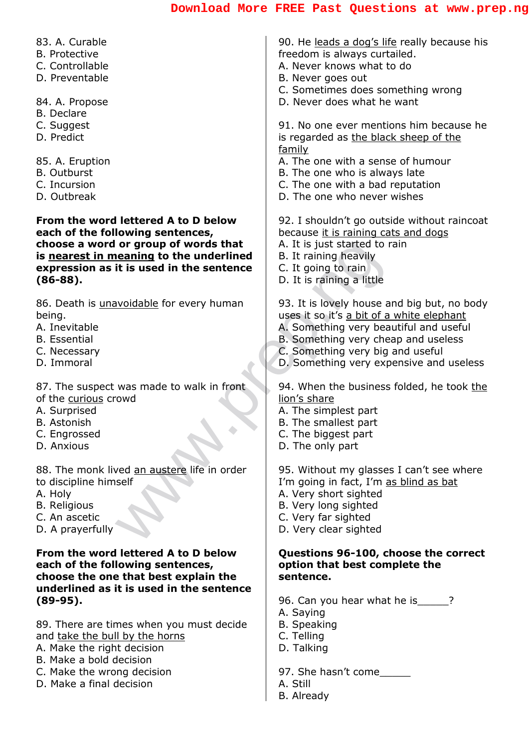83. A. Curable
B. Protective
C. Controllable
D. Preventable

84. A. Propose
B. Declare
C. Suggest
D. Predict

85. A. Eruption
B. Outburst
C. Incursion
D. Outbreak

**From the word lettered A to D below each of the following sentences, choose a word or group of words that is <u>nearest in meaning</u> to the underlined expression as it is used in the sentence (86-88).**

86. Death is <u>unavoidable</u> for every human being.
A. Inevitable
B. Essential
C. Necessary
D. Immoral

87. The suspect was made to walk in front of the <u>curious</u> crowd
A. Surprised
B. Astonish
C. Engrossed
D. Anxious

88. The monk lived <u>an austere</u> life in order to discipline himself
A. Holy
B. Religious
C. An ascetic
D. A prayerfully

**From the word lettered A to D below each of the following sentences, choose the one that best explain the underlined as it is used in the sentence (89-95).**

89. There are times when you must decide and <u>take the bull by the horns</u>
A. Make the right decision
B. Make a bold decision
C. Make the wrong decision
D. Make a final decision

90. He <u>leads a dog's life</u> really because his freedom is always curtailed.
A. Never knows what to do
B. Never goes out
C. Sometimes does something wrong
D. Never does what he want

91. No one ever mentions him because he is regarded as <u>the black sheep of the family</u>
A. The one with a sense of humour
B. The one who is always late
C. The one with a bad reputation
D. The one who never wishes

92. I shouldn't go outside without raincoat because <u>it is raining cats and dogs</u>
A. It is just started to rain
B. It raining heavily
C. It going to rain
D. It is raining a little

93. It is lovely house and big but, no body uses it so it's <u>a bit of a white elephant</u>
A. Something very beautiful and useful
B. Something very cheap and useless
C. Something very big and useful
D. Something very expensive and useless

94. When the business folded, he took <u>the lion's share</u>
A. The simplest part
B. The smallest part
C. The biggest part
D. The only part

95. Without my glasses I can't see where I'm going in fact, I'm <u>as blind as bat</u>
A. Very short sighted
B. Very long sighted
C. Very far sighted
D. Very clear sighted

**Questions 96-100, choose the correct option that best complete the sentence.**

96. Can you hear what he is\_\_\_\_\_?
A. Saying
B. Speaking
C. Telling
D. Talking

97. She hasn't come\_\_\_\_\_
A. Still
B. Already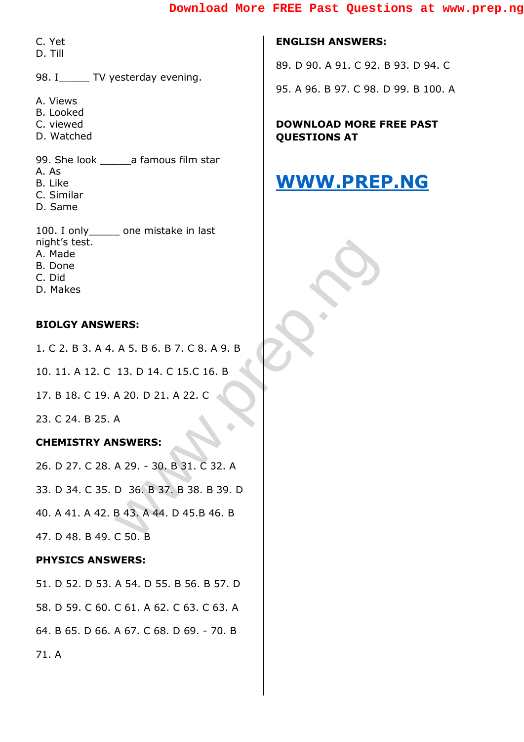C. Yet
D. Till

98. I______ TV yesterday evening.

A. Views
B. Looked
C. viewed
D. Watched

99. She look ______a famous film star
A. As
B. Like
C. Similar
D. Same

100. I only______ one mistake in last night's test.
A. Made
B. Done
C. Did
D. Makes

**BIOLGY ANSWERS:**

1. C 2. B 3. A 4. A 5. B 6. B 7. C 8. A 9. B

10. 11. A 12. C 13. D 14. C 15.C 16. B

17. B 18. C 19. A 20. D 21. A 22. C

23. C 24. B 25. A

**CHEMISTRY ANSWERS:**

26. D 27. C 28. A 29. - 30. B 31. C 32. A

33. D 34. C 35. D 36. B 37. B 38. B 39. D

40. A 41. A 42. B 43. A 44. D 45.B 46. B

47. D 48. B 49. C 50. B

**PHYSICS ANSWERS:**

51. D 52. D 53. A 54. D 55. B 56. B 57. D

58. D 59. C 60. C 61. A 62. C 63. C 63. A

64. B 65. D 66. A 67. C 68. D 69. - 70. B

71. A

**ENGLISH ANSWERS:**

89. D 90. A 91. C 92. B 93. D 94. C

95. A 96. B 97. C 98. D 99. B 100. A

**DOWNLOAD MORE FREE PAST QUESTIONS AT**

# WWW.PREP.NG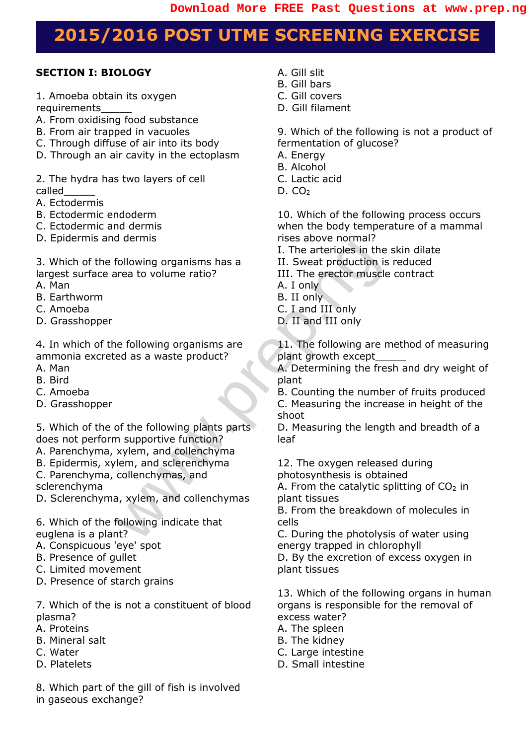# 2015/2016 POST UTME SCREENING EXERCISE

## SECTION I: BIOLOGY

1. Amoeba obtain its oxygen requirements_____
A. From oxidising food substance
B. From air trapped in vacuoles
C. Through diffuse of air into its body
D. Through an air cavity in the ectoplasm

2. The hydra has two layers of cell called_____
A. Ectodermis
B. Ectodermic endoderm
C. Ectodermic and dermis
D. Epidermis and dermis

3. Which of the following organisms has a largest surface area to volume ratio?
A. Man
B. Earthworm
C. Amoeba
D. Grasshopper

4. In which of the following organisms are ammonia excreted as a waste product?
A. Man
B. Bird
C. Amoeba
D. Grasshopper

5. Which of the of the following plants parts does not perform supportive function?
A. Parenchyma, xylem, and collenchyma
B. Epidermis, xylem, and sclerenchyma
C. Parenchyma, collenchymas, and sclerenchyma
D. Sclerenchyma, xylem, and collenchymas

6. Which of the following indicate that euglena is a plant?
A. Conspicuous 'eye' spot
B. Presence of gullet
C. Limited movement
D. Presence of starch grains

7. Which of the is not a constituent of blood plasma?
A. Proteins
B. Mineral salt
C. Water
D. Platelets

8. Which part of the gill of fish is involved in gaseous exchange?
A. Gill slit
B. Gill bars
C. Gill covers
D. Gill filament

9. Which of the following is not a product of fermentation of glucose?
A. Energy
B. Alcohol
C. Lactic acid
D. $CO_2$

10. Which of the following process occurs when the body temperature of a mammal rises above normal?
I. The arterioles in the skin dilate
II. Sweat production is reduced
III. The erector muscle contract
A. I only
B. II only
C. I and III only
D. II and III only

11. The following are method of measuring plant growth except_____
A. Determining the fresh and dry weight of plant
B. Counting the number of fruits produced
C. Measuring the increase in height of the shoot
D. Measuring the length and breadth of a leaf

12. The oxygen released during photosynthesis is obtained
A. From the catalytic splitting of $CO_2$ in plant tissues
B. From the breakdown of molecules in cells
C. During the photolysis of water using energy trapped in chlorophyll
D. By the excretion of excess oxygen in plant tissues

13. Which of the following organs in human organs is responsible for the removal of excess water?
A. The spleen
B. The kidney
C. Large intestine
D. Small intestine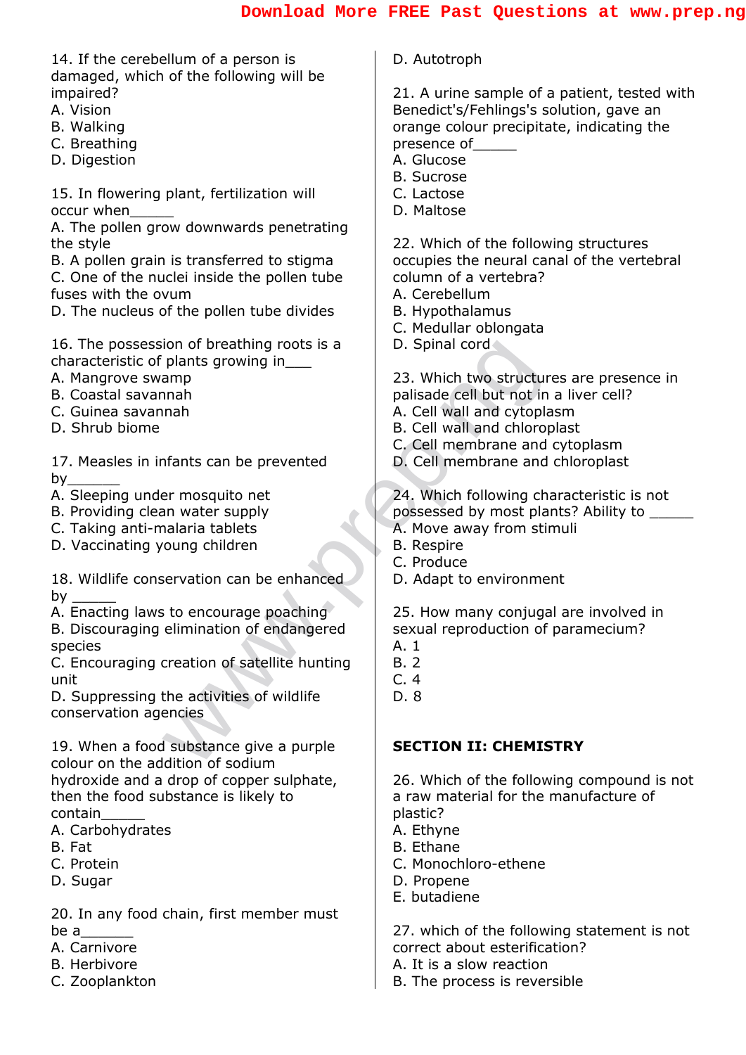14. If the cerebellum of a person is damaged, which of the following will be impaired?
A. Vision
B. Walking
C. Breathing
D. Digestion

15. In flowering plant, fertilization will occur when______
A. The pollen grow downwards penetrating the style
B. A pollen grain is transferred to stigma
C. One of the nuclei inside the pollen tube fuses with the ovum
D. The nucleus of the pollen tube divides

16. The possession of breathing roots is a characteristic of plants growing in___
A. Mangrove swamp
B. Coastal savannah
C. Guinea savannah
D. Shrub biome

17. Measles in infants can be prevented by_______
A. Sleeping under mosquito net
B. Providing clean water supply
C. Taking anti-malaria tablets
D. Vaccinating young children

18. Wildlife conservation can be enhanced by ______
A. Enacting laws to encourage poaching
B. Discouraging elimination of endangered species
C. Encouraging creation of satellite hunting unit
D. Suppressing the activities of wildlife conservation agencies

19. When a food substance give a purple colour on the addition of sodium hydroxide and a drop of copper sulphate, then the food substance is likely to contain______
A. Carbohydrates
B. Fat
C. Protein
D. Sugar

20. In any food chain, first member must be a_______
A. Carnivore
B. Herbivore
C. Zooplankton
D. Autotroph

21. A urine sample of a patient, tested with Benedict's/Fehlings's solution, gave an orange colour precipitate, indicating the presence of______
A. Glucose
B. Sucrose
C. Lactose
D. Maltose

22. Which of the following structures occupies the neural canal of the vertebral column of a vertebra?
A. Cerebellum
B. Hypothalamus
C. Medullar oblongata
D. Spinal cord

23. Which two structures are presence in palisade cell but not in a liver cell?
A. Cell wall and cytoplasm
B. Cell wall and chloroplast
C. Cell membrane and cytoplasm
D. Cell membrane and chloroplast

24. Which following characteristic is not possessed by most plants? Ability to ______
A. Move away from stimuli
B. Respire
C. Produce
D. Adapt to environment

25. How many conjugal are involved in sexual reproduction of paramecium?
A. 1
B. 2
C. 4
D. 8

## SECTION II: CHEMISTRY

26. Which of the following compound is not a raw material for the manufacture of plastic?
A. Ethyne
B. Ethane
C. Monochloro-ethene
D. Propene
E. butadiene

27. which of the following statement is not correct about esterification?
A. It is a slow reaction
B. The process is reversible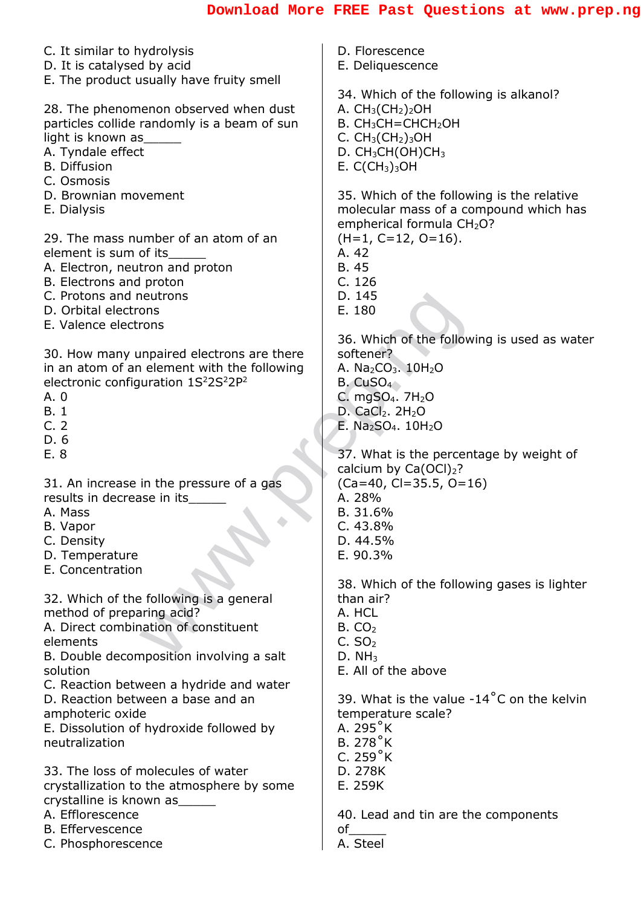C. It similar to hydrolysis
D. It is catalysed by acid
E. The product usually have fruity smell

28. The phenomenon observed when dust particles collide randomly is a beam of sun light is known as\_\_\_\_\_
A. Tyndale effect
B. Diffusion
C. Osmosis
D. Brownian movement
E. Dialysis

29. The mass number of an atom of an element is sum of its\_\_\_\_\_
A. Electron, neutron and proton
B. Electrons and proton
C. Protons and neutrons
D. Orbital electrons
E. Valence electrons

30. How many unpaired electrons are there in an atom of an element with the following electronic configuration $1S^2 2S^2 2P^2$
A. 0
B. 1
C. 2
D. 6
E. 8

31. An increase in the pressure of a gas results in decrease in its\_\_\_\_\_
A. Mass
B. Vapor
C. Density
D. Temperature
E. Concentration

32. Which of the following is a general method of preparing acid?
A. Direct combination of constituent elements
B. Double decomposition involving a salt solution
C. Reaction between a hydride and water
D. Reaction between a base and an amphoteric oxide
E. Dissolution of hydroxide followed by neutralization

33. The loss of molecules of water crystallization to the atmosphere by some crystalline is known as\_\_\_\_\_
A. Efflorescence
B. Effervescence
C. Phosphorescence
D. Florescence
E. Deliquescence

34. Which of the following is alkanol?
A. $CH_3(CH_2)_2OH$
B. $CH_3CH{=}CHCH_2OH$
C. $CH_3(CH_2)_3OH$
D. $CH_3CH(OH)CH_3$
E. $C(CH_3)_3OH$

35. Which of the following is the relative molecular mass of a compound which has empherical formula $CH_2O$? (H=1, C=12, O=16).
A. 42
B. 45
C. 126
D. 145
E. 180

36. Which of the following is used as water softener?
A. $Na_2CO_3.\ 10H_2O$
B. $CuSO_4$
C. $mgSO_4.\ 7H_2O$
D. $CaCl_2.\ 2H_2O$
E. $Na_2SO_4.\ 10H_2O$

37. What is the percentage by weight of calcium by $Ca(OCl)_2$? (Ca=40, Cl=35.5, O=16)
A. 28%
B. 31.6%
C. 43.8%
D. 44.5%
E. 90.3%

38. Which of the following gases is lighter than air?
A. HCL
B. $CO_2$
C. $SO_2$
D. $NH_3$
E. All of the above

39. What is the value -14°C on the kelvin temperature scale?
A. 295°K
B. 278°K
C. 259°K
D. 278K
E. 259K

40. Lead and tin are the components of\_\_\_\_\_
A. Steel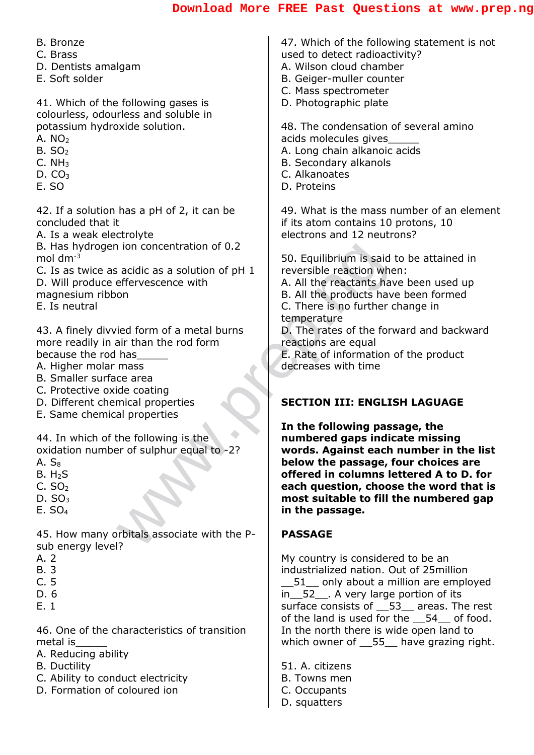B. Bronze
C. Brass
D. Dentists amalgam
E. Soft solder

41. Which of the following gases is colourless, odourless and soluble in potassium hydroxide solution.
A. $NO_2$
B. $SO_2$
C. $NH_3$
D. $CO_3$
E. SO

42. If a solution has a pH of 2, it can be concluded that it
A. Is a weak electrolyte
B. Has hydrogen ion concentration of 0.2 mol $dm^{-3}$
C. Is as twice as acidic as a solution of pH 1
D. Will produce effervescence with magnesium ribbon
E. Is neutral

43. A finely divvied form of a metal burns more readily in air than the rod form because the rod has_____
A. Higher molar mass
B. Smaller surface area
C. Protective oxide coating
D. Different chemical properties
E. Same chemical properties

44. In which of the following is the oxidation number of sulphur equal to -2?
A. $S_8$
B. $H_2S$
C. $SO_2$
D. $SO_3$
E. $SO_4$

45. How many orbitals associate with the P-sub energy level?
A. 2
B. 3
C. 5
D. 6
E. 1

46. One of the characteristics of transition metal is______
A. Reducing ability
B. Ductility
C. Ability to conduct electricity
D. Formation of coloured ion

47. Which of the following statement is not used to detect radioactivity?
A. Wilson cloud chamber
B. Geiger-muller counter
C. Mass spectrometer
D. Photographic plate

48. The condensation of several amino acids molecules gives_____
A. Long chain alkanoic acids
B. Secondary alkanols
C. Alkanoates
D. Proteins

49. What is the mass number of an element if its atom contains 10 protons, 10 electrons and 12 neutrons?

50. Equilibrium is said to be attained in reversible reaction when:
A. All the reactants have been used up
B. All the products have been formed
C. There is no further change in temperature
D. The rates of the forward and backward reactions are equal
E. Rate of information of the product decreases with time

## SECTION III: ENGLISH LAGUAGE

**In the following passage, the numbered gaps indicate missing words. Against each number in the list below the passage, four choices are offered in columns lettered A to D. for each question, choose the word that is most suitable to fill the numbered gap in the passage.**

**PASSAGE**

My country is considered to be an industrialized nation. Out of 25million __51__ only about a million are employed in__52__. A very large portion of its surface consists of __53__ areas. The rest of the land is used for the __54__ of food. In the north there is wide open land to which owner of __55__ have grazing right.

51. A. citizens
B. Towns men
C. Occupants
D. squatters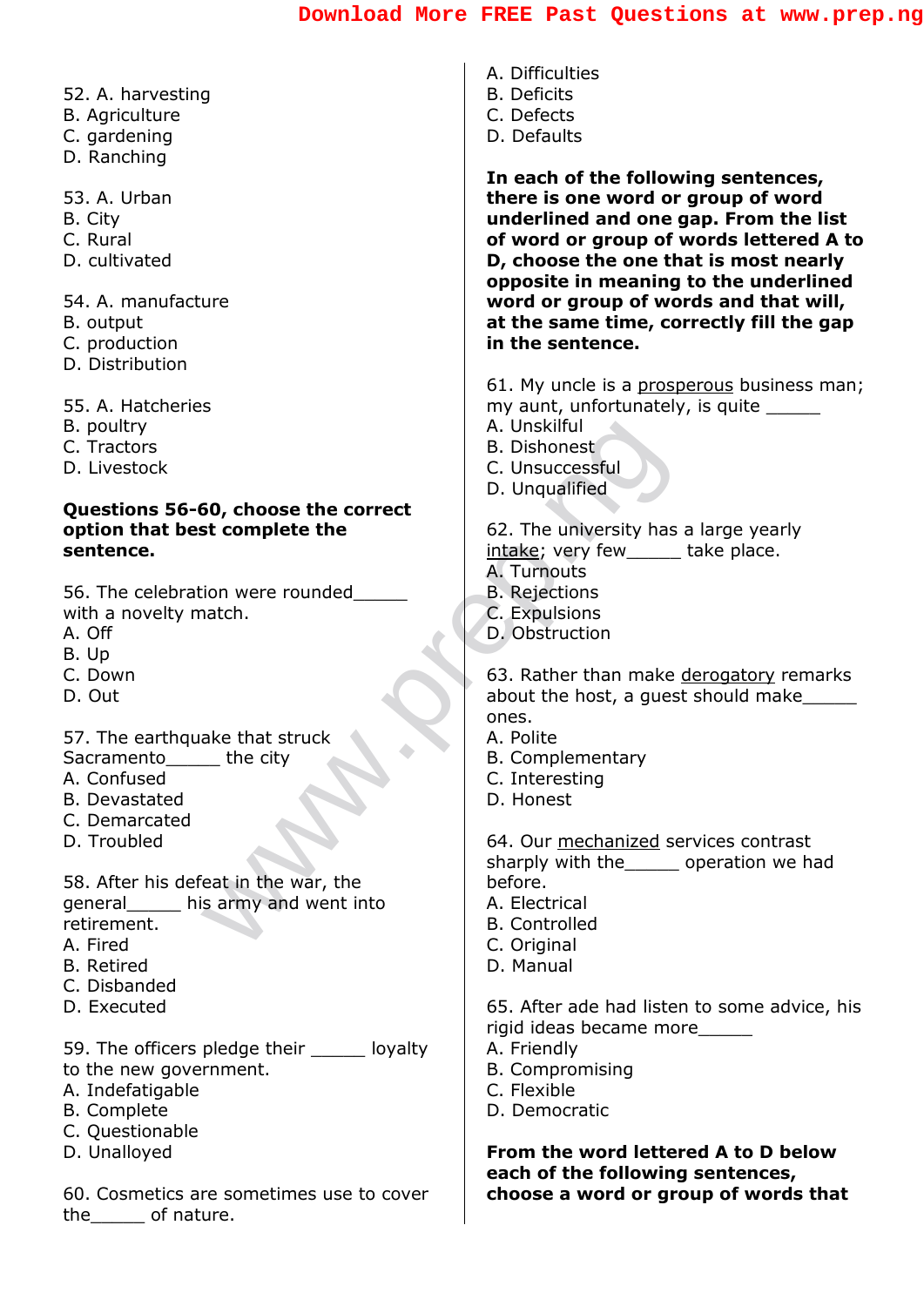52. A. harvesting
B. Agriculture
C. gardening
D. Ranching

53. A. Urban
B. City
C. Rural
D. cultivated

54. A. manufacture
B. output
C. production
D. Distribution

55. A. Hatcheries
B. poultry
C. Tractors
D. Livestock

**Questions 56-60, choose the correct option that best complete the sentence.**

56. The celebration were rounded_____ with a novelty match.
A. Off
B. Up
C. Down
D. Out

57. The earthquake that struck Sacramento_____ the city
A. Confused
B. Devastated
C. Demarcated
D. Troubled

58. After his defeat in the war, the general_____ his army and went into retirement.
A. Fired
B. Retired
C. Disbanded
D. Executed

59. The officers pledge their _____ loyalty to the new government.
A. Indefatigable
B. Complete
C. Questionable
D. Unalloyed

60. Cosmetics are sometimes use to cover the_____ of nature.
A. Difficulties
B. Deficits
C. Defects
D. Defaults

**In each of the following sentences, there is one word or group of word underlined and one gap. From the list of word or group of words lettered A to D, choose the one that is most nearly opposite in meaning to the underlined word or group of words and that will, at the same time, correctly fill the gap in the sentence.**

61. My uncle is a <u>prosperous</u> business man; my aunt, unfortunately, is quite _____
A. Unskilful
B. Dishonest
C. Unsuccessful
D. Unqualified

62. The university has a large yearly <u>intake</u>; very few_____ take place.
A. Turnouts
B. Rejections
C. Expulsions
D. Obstruction

63. Rather than make <u>derogatory</u> remarks about the host, a guest should make_____ ones.
A. Polite
B. Complementary
C. Interesting
D. Honest

64. Our <u>mechanized</u> services contrast sharply with the_____ operation we had before.
A. Electrical
B. Controlled
C. Original
D. Manual

65. After ade had listen to some advice, his rigid ideas became more_____
A. Friendly
B. Compromising
C. Flexible
D. Democratic

**From the word lettered A to D below each of the following sentences, choose a word or group of words that**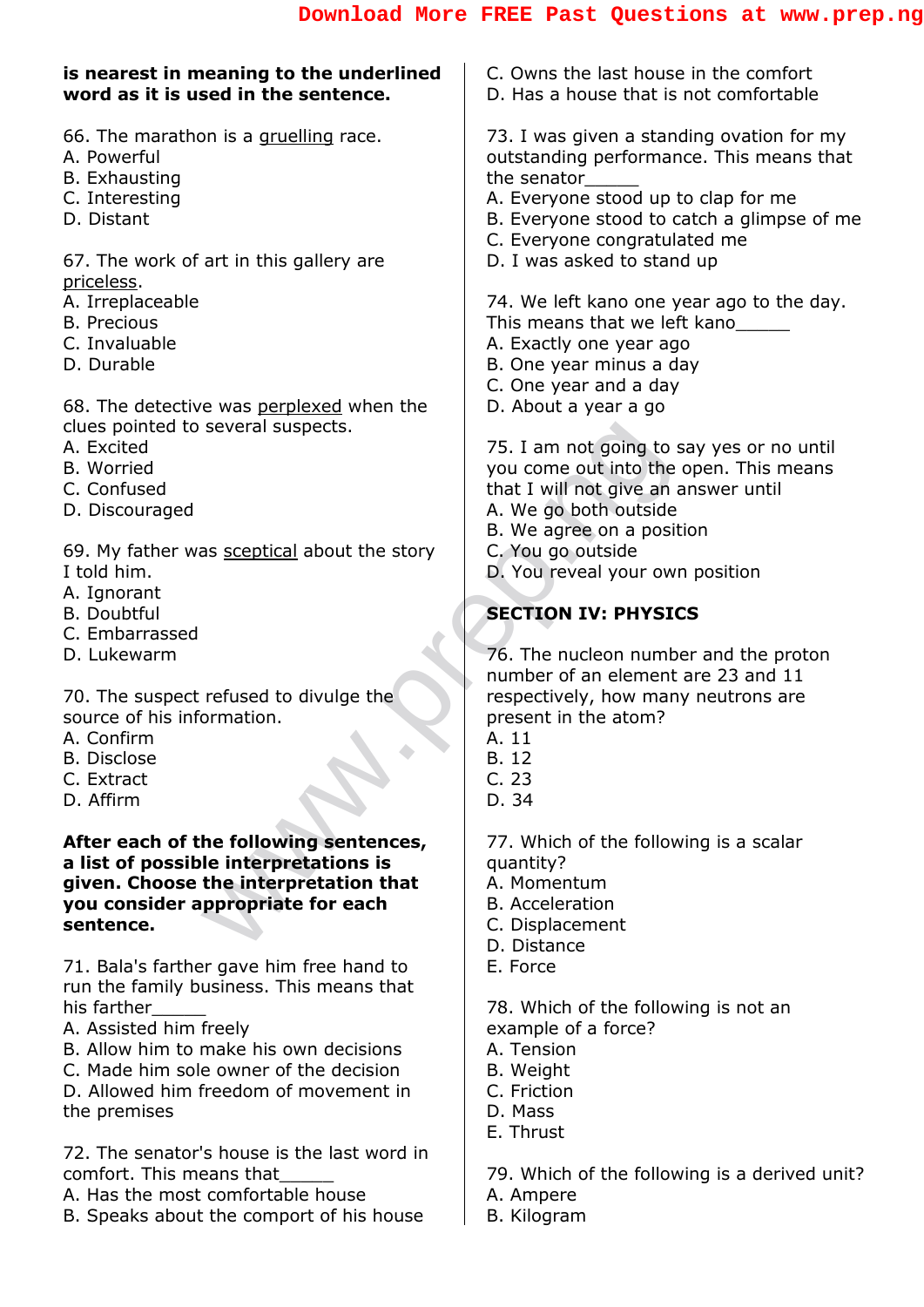**is nearest in meaning to the underlined word as it is used in the sentence.**

66. The marathon is a <u>gruelling</u> race.
A. Powerful
B. Exhausting
C. Interesting
D. Distant

67. The work of art in this gallery are <u>priceless</u>.
A. Irreplaceable
B. Precious
C. Invaluable
D. Durable

68. The detective was <u>perplexed</u> when the clues pointed to several suspects.
A. Excited
B. Worried
C. Confused
D. Discouraged

69. My father was <u>sceptical</u> about the story I told him.
A. Ignorant
B. Doubtful
C. Embarrassed
D. Lukewarm

70. The suspect refused to divulge the source of his information.
A. Confirm
B. Disclose
C. Extract
D. Affirm

**After each of the following sentences, a list of possible interpretations is given. Choose the interpretation that you consider appropriate for each sentence.**

71. Bala's farther gave him free hand to run the family business. This means that his farther______
A. Assisted him freely
B. Allow him to make his own decisions
C. Made him sole owner of the decision
D. Allowed him freedom of movement in the premises

72. The senator's house is the last word in comfort. This means that______
A. Has the most comfortable house
B. Speaks about the comport of his house
C. Owns the last house in the comfort
D. Has a house that is not comfortable

73. I was given a standing ovation for my outstanding performance. This means that the senator______
A. Everyone stood up to clap for me
B. Everyone stood to catch a glimpse of me
C. Everyone congratulated me
D. I was asked to stand up

74. We left kano one year ago to the day. This means that we left kano______
A. Exactly one year ago
B. One year minus a day
C. One year and a day
D. About a year a go

75. I am not going to say yes or no until you come out into the open. This means that I will not give an answer until
A. We go both outside
B. We agree on a position
C. You go outside
D. You reveal your own position

## SECTION IV: PHYSICS

76. The nucleon number and the proton number of an element are 23 and 11 respectively, how many neutrons are present in the atom?
A. 11
B. 12
C. 23
D. 34

77. Which of the following is a scalar quantity?
A. Momentum
B. Acceleration
C. Displacement
D. Distance
E. Force

78. Which of the following is not an example of a force?
A. Tension
B. Weight
C. Friction
D. Mass
E. Thrust

79. Which of the following is a derived unit?
A. Ampere
B. Kilogram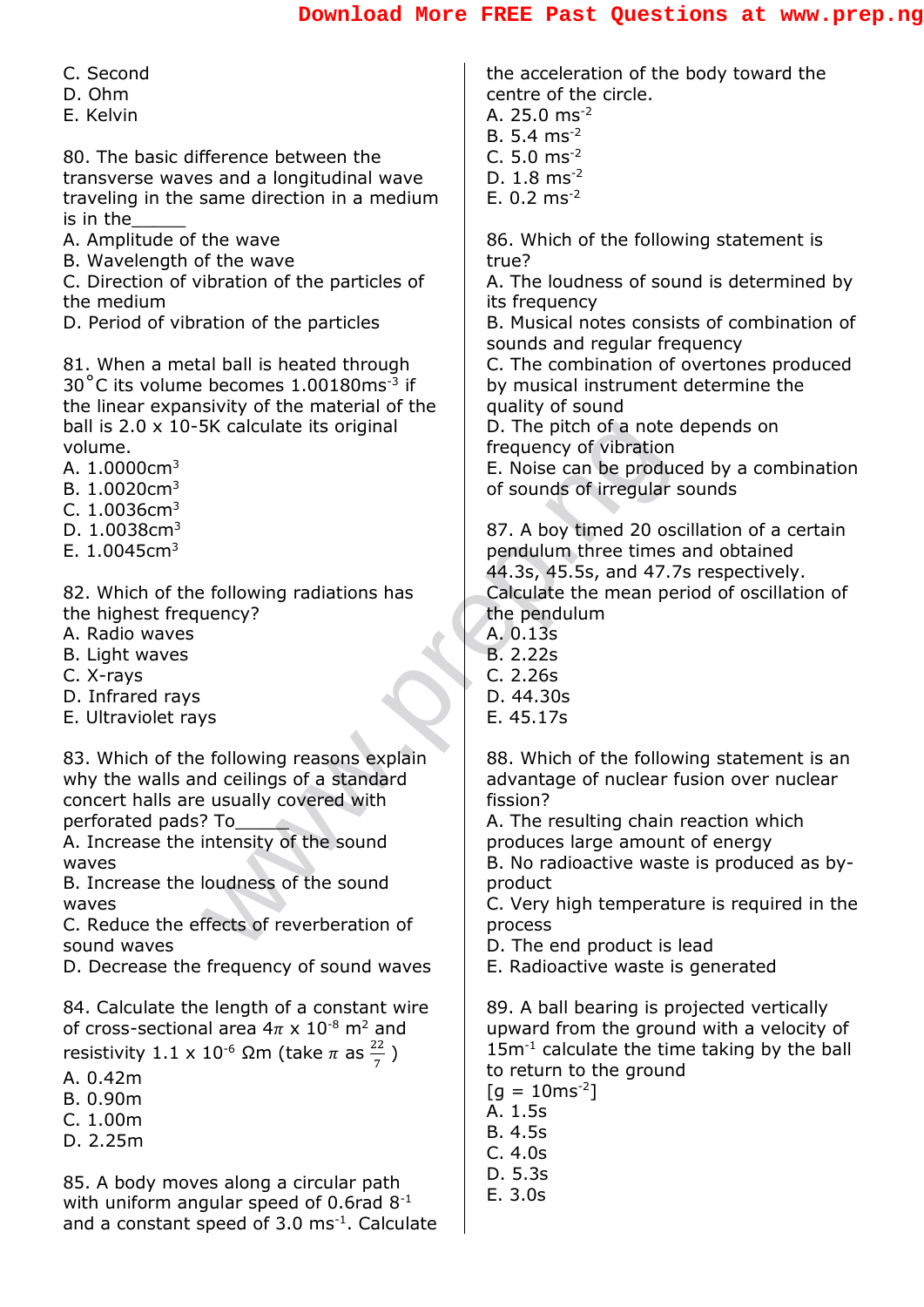C. Second
D. Ohm
E. Kelvin

80. The basic difference between the transverse waves and a longitudinal wave traveling in the same direction in a medium is in the______
A. Amplitude of the wave
B. Wavelength of the wave
C. Direction of vibration of the particles of the medium
D. Period of vibration of the particles

81. When a metal ball is heated through 30°C its volume becomes 1.00180ms$^{-3}$ if the linear expansivity of the material of the ball is 2.0 x 10-5K calculate its original volume.
A. 1.0000cm$^3$
B. 1.0020cm$^3$
C. 1.0036cm$^3$
D. 1.0038cm$^3$
E. 1.0045cm$^3$

82. Which of the following radiations has the highest frequency?
A. Radio waves
B. Light waves
C. X-rays
D. Infrared rays
E. Ultraviolet rays

83. Which of the following reasons explain why the walls and ceilings of a standard concert halls are usually covered with perforated pads? To______
A. Increase the intensity of the sound waves
B. Increase the loudness of the sound waves
C. Reduce the effects of reverberation of sound waves
D. Decrease the frequency of sound waves

84. Calculate the length of a constant wire of cross-sectional area $4\pi \times 10^{-8}$ m$^2$ and resistivity $1.1 \times 10^{-6}$ Ωm (take $\pi$ as $\frac{22}{7}$ )
A. 0.42m
B. 0.90m
C. 1.00m
D. 2.25m

85. A body moves along a circular path with uniform angular speed of 0.6rad 8$^{-1}$ and a constant speed of 3.0 ms$^{-1}$. Calculate the acceleration of the body toward the centre of the circle.
A. 25.0 ms$^{-2}$
B. 5.4 ms$^{-2}$
C. 5.0 ms$^{-2}$
D. 1.8 ms$^{-2}$
E. 0.2 ms$^{-2}$

86. Which of the following statement is true?
A. The loudness of sound is determined by its frequency
B. Musical notes consists of combination of sounds and regular frequency
C. The combination of overtones produced by musical instrument determine the quality of sound
D. The pitch of a note depends on frequency of vibration
E. Noise can be produced by a combination of sounds of irregular sounds

87. A boy timed 20 oscillation of a certain pendulum three times and obtained 44.3s, 45.5s, and 47.7s respectively. Calculate the mean period of oscillation of the pendulum
A. 0.13s
B. 2.22s
C. 2.26s
D. 44.30s
E. 45.17s

88. Which of the following statement is an advantage of nuclear fusion over nuclear fission?
A. The resulting chain reaction which produces large amount of energy
B. No radioactive waste is produced as by-product
C. Very high temperature is required in the process
D. The end product is lead
E. Radioactive waste is generated

89. A ball bearing is projected vertically upward from the ground with a velocity of 15m$^{-1}$ calculate the time taking by the ball to return to the ground
[g = 10ms$^{-2}$]
A. 1.5s
B. 4.5s
C. 4.0s
D. 5.3s
E. 3.0s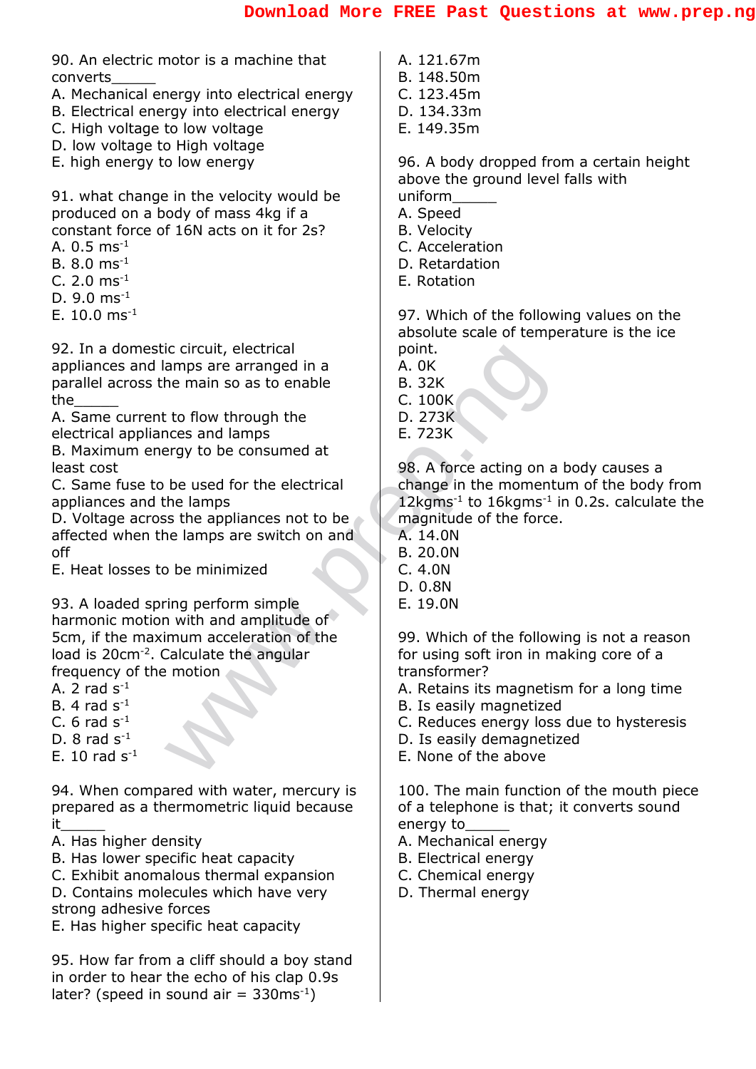90. An electric motor is a machine that converts______

A. Mechanical energy into electrical energy
B. Electrical energy into electrical energy
C. High voltage to low voltage
D. low voltage to High voltage
E. high energy to low energy

91. what change in the velocity would be produced on a body of mass 4kg if a constant force of 16N acts on it for 2s?

A. 0.5 $ms^{-1}$
B. 8.0 $ms^{-1}$
C. 2.0 $ms^{-1}$
D. 9.0 $ms^{-1}$
E. 10.0 $ms^{-1}$

92. In a domestic circuit, electrical appliances and lamps are arranged in a parallel across the main so as to enable the______

A. Same current to flow through the electrical appliances and lamps
B. Maximum energy to be consumed at least cost
C. Same fuse to be used for the electrical appliances and the lamps
D. Voltage across the appliances not to be affected when the lamps are switch on and off
E. Heat losses to be minimized

93. A loaded spring perform simple harmonic motion with and amplitude of 5cm, if the maximum acceleration of the load is $20cm^{-2}$. Calculate the angular frequency of the motion

A. 2 rad $s^{-1}$
B. 4 rad $s^{-1}$
C. 6 rad $s^{-1}$
D. 8 rad $s^{-1}$
E. 10 rad $s^{-1}$

94. When compared with water, mercury is prepared as a thermometric liquid because it______

A. Has higher density
B. Has lower specific heat capacity
C. Exhibit anomalous thermal expansion
D. Contains molecules which have very strong adhesive forces
E. Has higher specific heat capacity

95. How far from a cliff should a boy stand in order to hear the echo of his clap 0.9s later? (speed in sound air = $330ms^{-1}$)

A. 121.67m
B. 148.50m
C. 123.45m
D. 134.33m
E. 149.35m

96. A body dropped from a certain height above the ground level falls with uniform______

A. Speed
B. Velocity
C. Acceleration
D. Retardation
E. Rotation

97. Which of the following values on the absolute scale of temperature is the ice point.

A. 0K
B. 32K
C. 100K
D. 273K
E. 723K

98. A force acting on a body causes a change in the momentum of the body from $12kgms^{-1}$ to $16kgms^{-1}$ in 0.2s. calculate the magnitude of the force.

A. 14.0N
B. 20.0N
C. 4.0N
D. 0.8N
E. 19.0N

99. Which of the following is not a reason for using soft iron in making core of a transformer?

A. Retains its magnetism for a long time
B. Is easily magnetized
C. Reduces energy loss due to hysteresis
D. Is easily demagnetized
E. None of the above

100. The main function of the mouth piece of a telephone is that; it converts sound energy to______

A. Mechanical energy
B. Electrical energy
C. Chemical energy
D. Thermal energy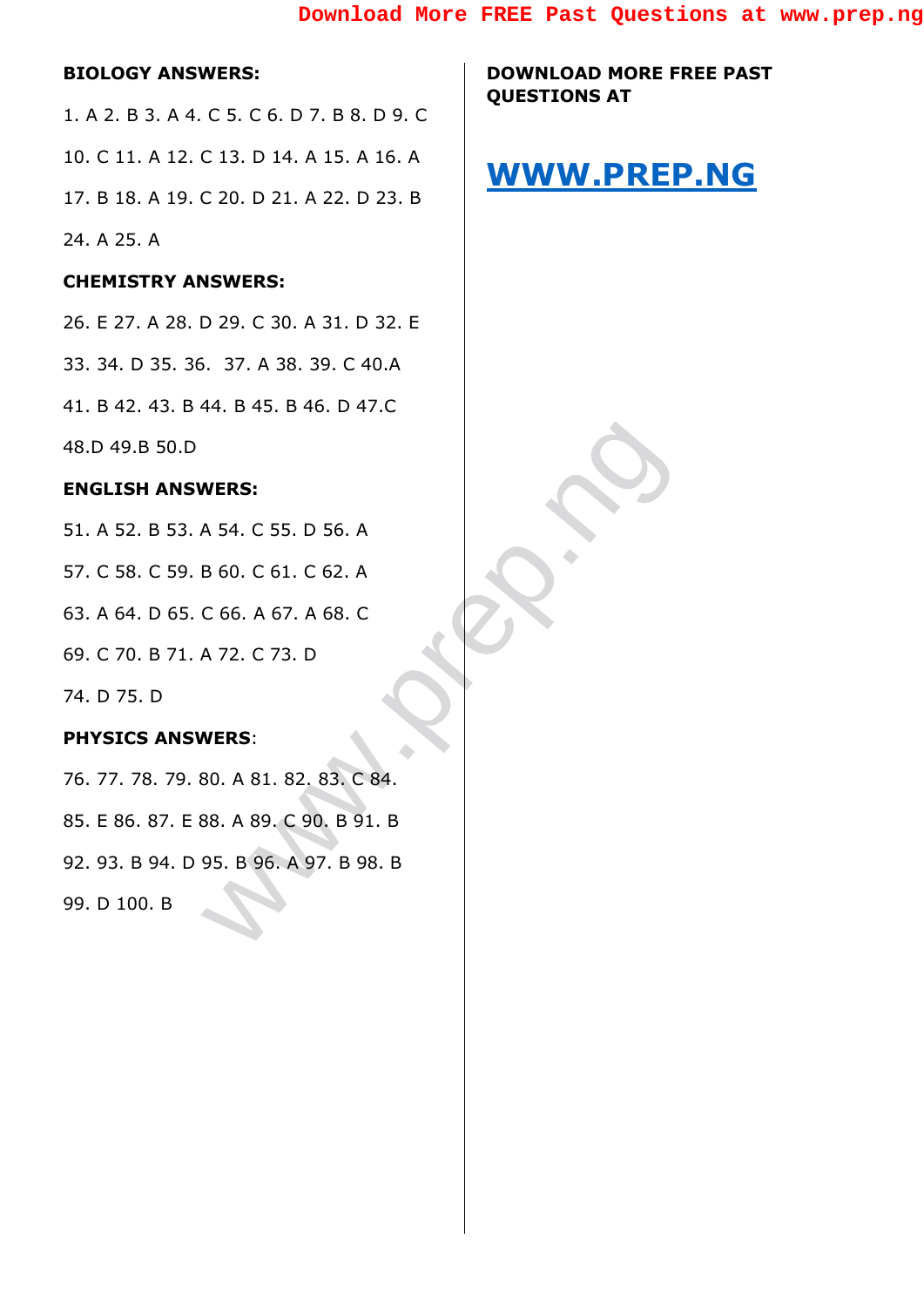**BIOLOGY ANSWERS:**

1. A 2. B 3. A 4. C 5. C 6. D 7. B 8. D 9. C

10. C 11. A 12. C 13. D 14. A 15. A 16. A

17. B 18. A 19. C 20. D 21. A 22. D 23. B

24. A 25. A

**CHEMISTRY ANSWERS:**

26. E 27. A 28. D 29. C 30. A 31. D 32. E

33. 34. D 35. 36.  37. A 38. 39. C 40.A

41. B 42. 43. B 44. B 45. B 46. D 47.C

48.D 49.B 50.D

**ENGLISH ANSWERS:**

51. A 52. B 53. A 54. C 55. D 56. A

57. C 58. C 59. B 60. C 61. C 62. A

63. A 64. D 65. C 66. A 67. A 68. C

69. C 70. B 71. A 72. C 73. D

74. D 75. D

**PHYSICS ANSWERS**:

76. 77. 78. 79. 80. A 81. 82. 83. C 84.

85. E 86. 87. E 88. A 89. C 90. B 91. B

92. 93. B 94. D 95. B 96. A 97. B 98. B

99. D 100. B

**DOWNLOAD MORE FREE PAST QUESTIONS AT**

**[WWW.PREP.NG](http://www.prep.ng)**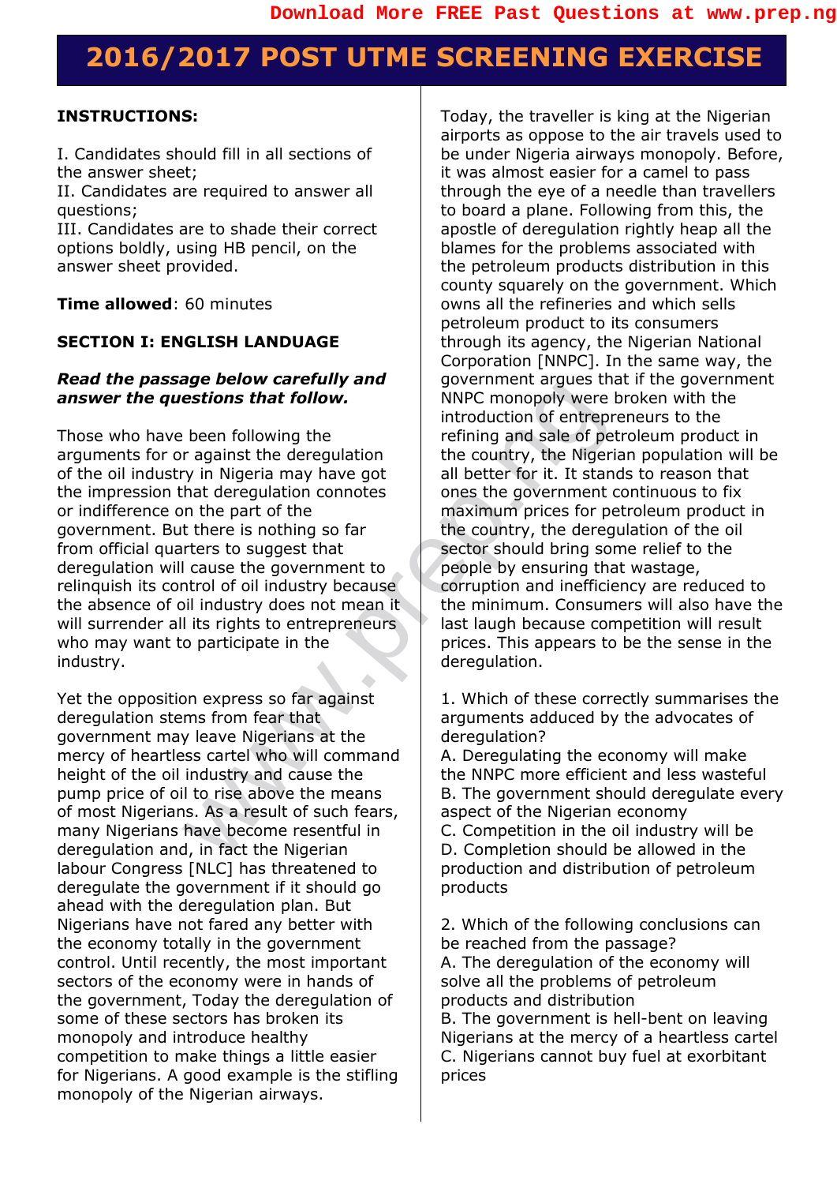# 2016/2017 POST UTME SCREENING EXERCISE

**INSTRUCTIONS:**

I. Candidates should fill in all sections of the answer sheet;
II. Candidates are required to answer all questions;
III. Candidates are to shade their correct options boldly, using HB pencil, on the answer sheet provided.

**Time allowed**: 60 minutes

**SECTION I: ENGLISH LANDUAGE**

***Read the passage below carefully and answer the questions that follow.***

Those who have been following the arguments for or against the deregulation of the oil industry in Nigeria may have got the impression that deregulation connotes or indifference on the part of the government. But there is nothing so far from official quarters to suggest that deregulation will cause the government to relinquish its control of oil industry because the absence of oil industry does not mean it will surrender all its rights to entrepreneurs who may want to participate in the industry.

Yet the opposition express so far against deregulation stems from fear that government may leave Nigerians at the mercy of heartless cartel who will command height of the oil industry and cause the pump price of oil to rise above the means of most Nigerians. As a result of such fears, many Nigerians have become resentful in deregulation and, in fact the Nigerian labour Congress [NLC] has threatened to deregulate the government if it should go ahead with the deregulation plan. But Nigerians have not fared any better with the economy totally in the government control. Until recently, the most important sectors of the economy were in hands of the government, Today the deregulation of some of these sectors has broken its monopoly and introduce healthy competition to make things a little easier for Nigerians. A good example is the stifling monopoly of the Nigerian airways.

Today, the traveller is king at the Nigerian airports as oppose to the air travels used to be under Nigeria airways monopoly. Before, it was almost easier for a camel to pass through the eye of a needle than travellers to board a plane. Following from this, the apostle of deregulation rightly heap all the blames for the problems associated with the petroleum products distribution in this county squarely on the government. Which owns all the refineries and which sells petroleum product to its consumers through its agency, the Nigerian National Corporation [NNPC]. In the same way, the government argues that if the government NNPC monopoly were broken with the introduction of entrepreneurs to the refining and sale of petroleum product in the country, the Nigerian population will be all better for it. It stands to reason that ones the government continuous to fix maximum prices for petroleum product in the country, the deregulation of the oil sector should bring some relief to the people by ensuring that wastage, corruption and inefficiency are reduced to the minimum. Consumers will also have the last laugh because competition will result prices. This appears to be the sense in the deregulation.

1. Which of these correctly summarises the arguments adduced by the advocates of deregulation?
A. Deregulating the economy will make the NNPC more efficient and less wasteful
B. The government should deregulate every aspect of the Nigerian economy
C. Competition in the oil industry will be
D. Completion should be allowed in the production and distribution of petroleum products

2. Which of the following conclusions can be reached from the passage?
A. The deregulation of the economy will solve all the problems of petroleum products and distribution
B. The government is hell-bent on leaving Nigerians at the mercy of a heartless cartel
C. Nigerians cannot buy fuel at exorbitant prices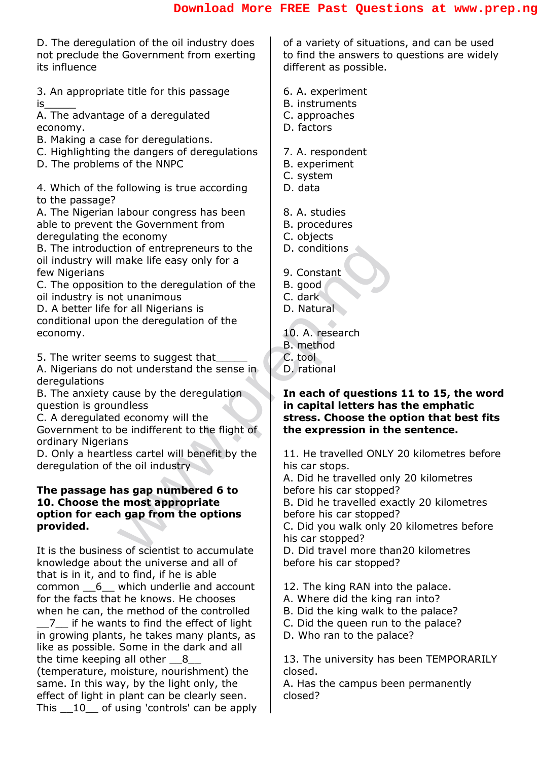D. The deregulation of the oil industry does not preclude the Government from exerting its influence

3. An appropriate title for this passage is______
A. The advantage of a deregulated economy.
B. Making a case for deregulations.
C. Highlighting the dangers of deregulations
D. The problems of the NNPC

4. Which of the following is true according to the passage?
A. The Nigerian labour congress has been able to prevent the Government from deregulating the economy
B. The introduction of entrepreneurs to the oil industry will make life easy only for a few Nigerians
C. The opposition to the deregulation of the oil industry is not unanimous
D. A better life for all Nigerians is conditional upon the deregulation of the economy.

5. The writer seems to suggest that______
A. Nigerians do not understand the sense in deregulations
B. The anxiety cause by the deregulation question is groundless
C. A deregulated economy will the Government to be indifferent to the flight of ordinary Nigerians
D. Only a heartless cartel will benefit by the deregulation of the oil industry

**The passage has gap numbered 6 to 10. Choose the most appropriate option for each gap from the options provided.**

It is the business of scientist to accumulate knowledge about the universe and all of that is in it, and to find, if he is able common __6__ which underlie and account for the facts that he knows. He chooses when he can, the method of the controlled __7__ if he wants to find the effect of light in growing plants, he takes many plants, as like as possible. Some in the dark and all the time keeping all other __8__ (temperature, moisture, nourishment) the same. In this way, by the light only, the effect of light in plant can be clearly seen. This __10__ of using 'controls' can be apply of a variety of situations, and can be used to find the answers to questions are widely different as possible.

6. A. experiment
B. instruments
C. approaches
D. factors

7. A. respondent
B. experiment
C. system
D. data

8. A. studies
B. procedures
C. objects
D. conditions

9. Constant
B. good
C. dark
D. Natural

10. A. research
B. method
C. tool
D. rational

**In each of questions 11 to 15, the word in capital letters has the emphatic stress. Choose the option that best fits the expression in the sentence.**

11. He travelled ONLY 20 kilometres before his car stops.
A. Did he travelled only 20 kilometres before his car stopped?
B. Did he travelled exactly 20 kilometres before his car stopped?
C. Did you walk only 20 kilometres before his car stopped?
D. Did travel more than20 kilometres before his car stopped?

12. The king RAN into the palace.
A. Where did the king ran into?
B. Did the king walk to the palace?
C. Did the queen run to the palace?
D. Who ran to the palace?

13. The university has been TEMPORARILY closed.
A. Has the campus been permanently closed?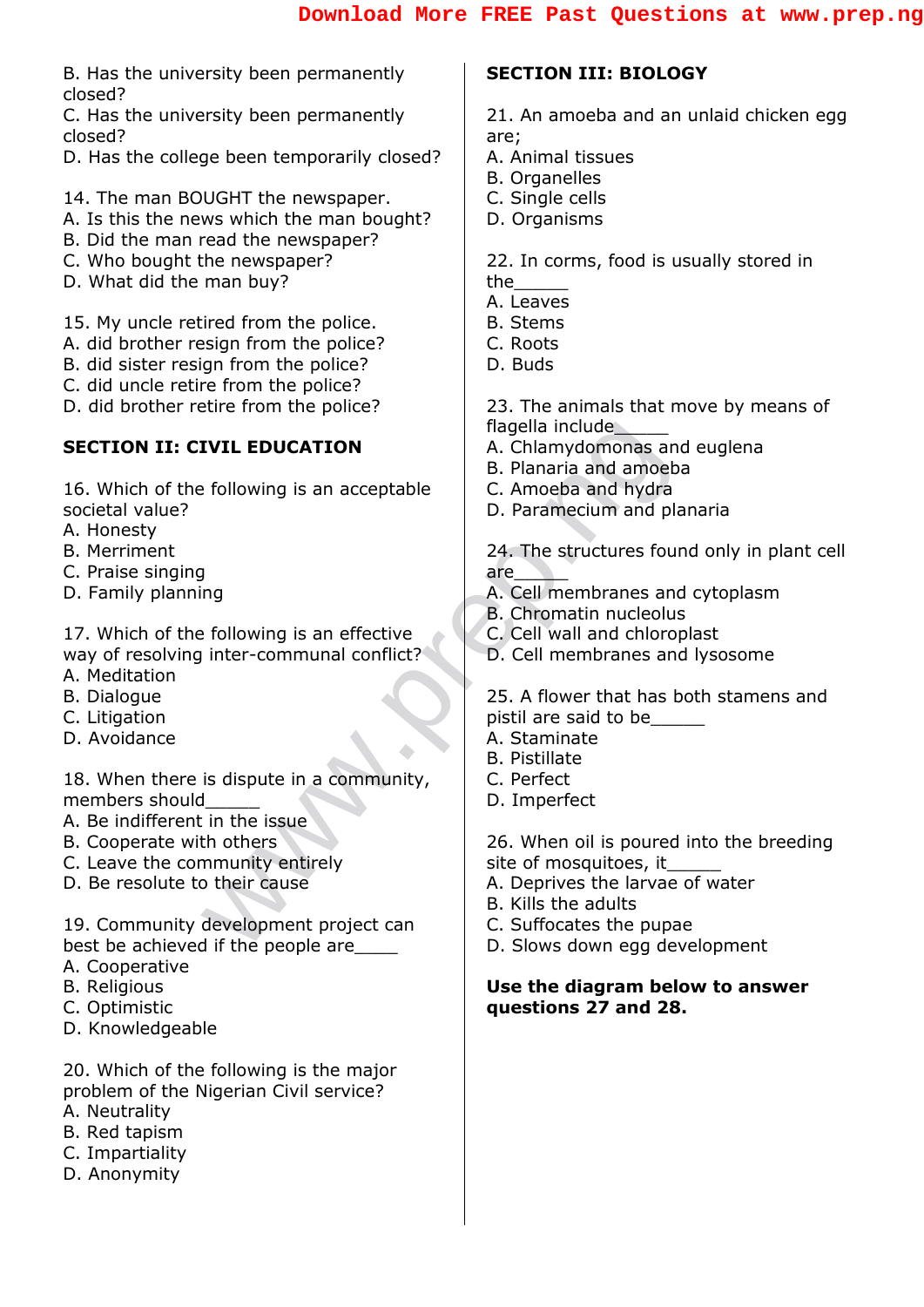B. Has the university been permanently closed?
C. Has the university been permanently closed?
D. Has the college been temporarily closed?

14. The man BOUGHT the newspaper.
A. Is this the news which the man bought?
B. Did the man read the newspaper?
C. Who bought the newspaper?
D. What did the man buy?

15. My uncle retired from the police.
A. did brother resign from the police?
B. did sister resign from the police?
C. did uncle retire from the police?
D. did brother retire from the police?

## SECTION II: CIVIL EDUCATION

16. Which of the following is an acceptable societal value?
A. Honesty
B. Merriment
C. Praise singing
D. Family planning

17. Which of the following is an effective way of resolving inter-communal conflict?
A. Meditation
B. Dialogue
C. Litigation
D. Avoidance

18. When there is dispute in a community, members should______
A. Be indifferent in the issue
B. Cooperate with others
C. Leave the community entirely
D. Be resolute to their cause

19. Community development project can best be achieved if the people are_____
A. Cooperative
B. Religious
C. Optimistic
D. Knowledgeable

20. Which of the following is the major problem of the Nigerian Civil service?
A. Neutrality
B. Red tapism
C. Impartiality
D. Anonymity

## SECTION III: BIOLOGY

21. An amoeba and an unlaid chicken egg are;
A. Animal tissues
B. Organelles
C. Single cells
D. Organisms

22. In corms, food is usually stored in the______
A. Leaves
B. Stems
C. Roots
D. Buds

23. The animals that move by means of flagella include______
A. Chlamydomonas and euglena
B. Planaria and amoeba
C. Amoeba and hydra
D. Paramecium and planaria

24. The structures found only in plant cell are______
A. Cell membranes and cytoplasm
B. Chromatin nucleolus
C. Cell wall and chloroplast
D. Cell membranes and lysosome

25. A flower that has both stamens and pistil are said to be______
A. Staminate
B. Pistillate
C. Perfect
D. Imperfect

26. When oil is poured into the breeding site of mosquitoes, it______
A. Deprives the larvae of water
B. Kills the adults
C. Suffocates the pupae
D. Slows down egg development

**Use the diagram below to answer questions 27 and 28.**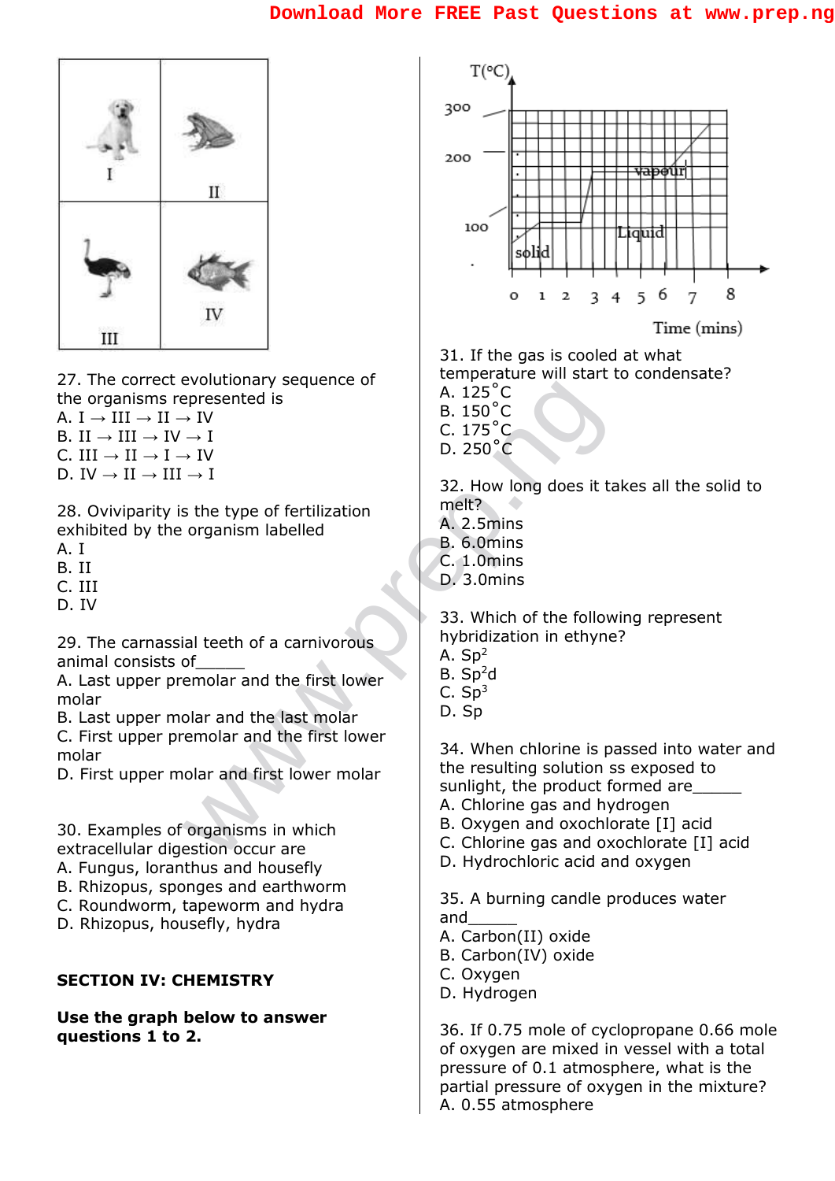27. The correct evolutionary sequence of the organisms represented is
A. I → III → II → IV
B. II → III → IV → I
C. III → II → I → IV
D. IV → II → III → I

28. Oviparity is the type of fertilization exhibited by the organism labelled
A. I
B. II
C. III
D. IV

29. The carnassial teeth of a carnivorous animal consists of______
A. Last upper premolar and the first lower molar
B. Last upper molar and the last molar
C. First upper premolar and the first lower molar
D. First upper molar and first lower molar

30. Examples of organisms in which extracellular digestion occur are
A. Fungus, loranthus and housefly
B. Rhizopus, sponges and earthworm
C. Roundworm, tapeworm and hydra
D. Rhizopus, housefly, hydra

**SECTION IV: CHEMISTRY**

**Use the graph below to answer questions 1 to 2.**

31. If the gas is cooled at what temperature will start to condensate?
A. 125°C
B. 150°C
C. 175°C
D. 250°C

32. How long does it takes all the solid to melt?
A. 2.5mins
B. 6.0mins
C. 1.0mins
D. 3.0mins

33. Which of the following represent hybridization in ethyne?
A. $Sp^2$
B. $Sp^2d$
C. $Sp^3$
D. Sp

34. When chlorine is passed into water and the resulting solution ss exposed to sunlight, the product formed are______
A. Chlorine gas and hydrogen
B. Oxygen and oxochlorate [I] acid
C. Chlorine gas and oxochlorate [I] acid
D. Hydrochloric acid and oxygen

35. A burning candle produces water and______
A. Carbon(II) oxide
B. Carbon(IV) oxide
C. Oxygen
D. Hydrogen

36. If 0.75 mole of cyclopropane 0.66 mole of oxygen are mixed in vessel with a total pressure of 0.1 atmosphere, what is the partial pressure of oxygen in the mixture?
A. 0.55 atmosphere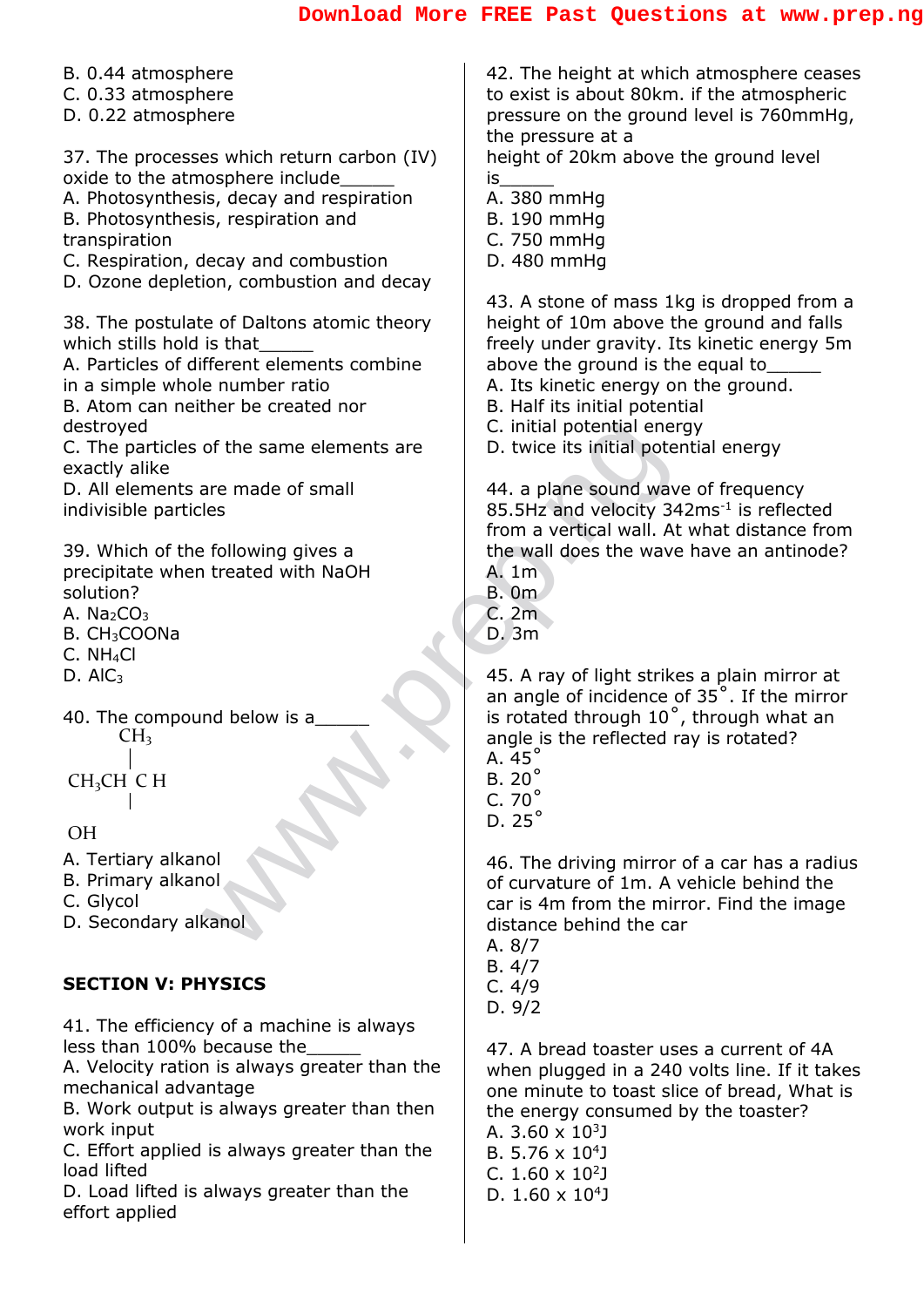B. 0.44 atmosphere
C. 0.33 atmosphere
D. 0.22 atmosphere

37. The processes which return carbon (IV) oxide to the atmosphere include______
A. Photosynthesis, decay and respiration
B. Photosynthesis, respiration and transpiration
C. Respiration, decay and combustion
D. Ozone depletion, combustion and decay

38. The postulate of Daltons atomic theory which stills hold is that______
A. Particles of different elements combine in a simple whole number ratio
B. Atom can neither be created nor destroyed
C. The particles of the same elements are exactly alike
D. All elements are made of small indivisible particles

39. Which of the following gives a precipitate when treated with NaOH solution?
A. $Na_2CO_3$
B. $CH_3COONa$
C. $NH_4Cl$
D. $AlC_3$

40. The compound below is a______

```
        CH3
         |
CH3CH  C H
         |

OH
```

A. Tertiary alkanol
B. Primary alkanol
C. Glycol
D. Secondary alkanol

## SECTION V: PHYSICS

41. The efficiency of a machine is always less than 100% because the______
A. Velocity ration is always greater than the mechanical advantage
B. Work output is always greater than then work input
C. Effort applied is always greater than the load lifted
D. Load lifted is always greater than the effort applied

42. The height at which atmosphere ceases to exist is about 80km. if the atmospheric pressure on the ground level is 760mmHg, the pressure at a height of 20km above the ground level is______
A. 380 mmHg
B. 190 mmHg
C. 750 mmHg
D. 480 mmHg

43. A stone of mass 1kg is dropped from a height of 10m above the ground and falls freely under gravity. Its kinetic energy 5m above the ground is the equal to______
A. Its kinetic energy on the ground.
B. Half its initial potential
C. initial potential energy
D. twice its initial potential energy

44. a plane sound wave of frequency 85.5Hz and velocity $342ms^{-1}$ is reflected from a vertical wall. At what distance from the wall does the wave have an antinode?
A. 1m
B. 0m
C. 2m
D. 3m

45. A ray of light strikes a plain mirror at an angle of incidence of $35^\circ$. If the mirror is rotated through $10^\circ$, through what an angle is the reflected ray is rotated?
A. $45^\circ$
B. $20^\circ$
C. $70^\circ$
D. $25^\circ$

46. The driving mirror of a car has a radius of curvature of 1m. A vehicle behind the car is 4m from the mirror. Find the image distance behind the car
A. 8/7
B. 4/7
C. 4/9
D. 9/2

47. A bread toaster uses a current of 4A when plugged in a 240 volts line. If it takes one minute to toast slice of bread, What is the energy consumed by the toaster?
A. $3.60 \times 10^3 J$
B. $5.76 \times 10^4 J$
C. $1.60 \times 10^2 J$
D. $1.60 \times 10^4 J$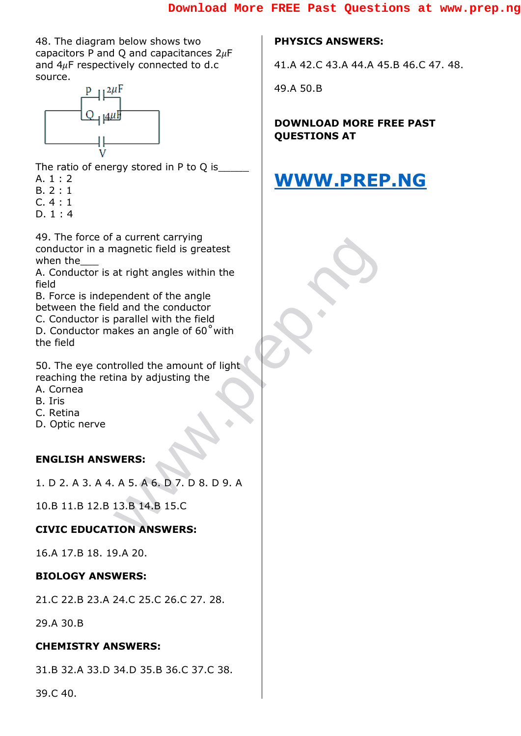48. The diagram below shows two capacitors P and Q and capacitances $2\mu F$ and $4\mu F$ respectively connected to d.c source.

The ratio of energy stored in P to Q is_____

A. 1 : 2
B. 2 : 1
C. 4 : 1
D. 1 : 4

49. The force of a current carrying conductor in a magnetic field is greatest when the___

A. Conductor is at right angles within the field
B. Force is independent of the angle between the field and the conductor
C. Conductor is parallel with the field
D. Conductor makes an angle of $60^{\circ}$ with the field

50. The eye controlled the amount of light reaching the retina by adjusting the

A. Cornea
B. Iris
C. Retina
D. Optic nerve

**ENGLISH ANSWERS:**

1. D 2. A 3. A 4. A 5. A 6. D 7. D 8. D 9. A

10.B 11.B 12.B 13.B 14.B 15.C

**CIVIC EDUCATION ANSWERS:**

16.A 17.B 18. 19.A 20.

**BIOLOGY ANSWERS:**

21.C 22.B 23.A 24.C 25.C 26.C 27. 28.

29.A 30.B

**CHEMISTRY ANSWERS:**

31.B 32.A 33.D 34.D 35.B 36.C 37.C 38.

39.C 40.

**PHYSICS ANSWERS:**

41.A 42.C 43.A 44.A 45.B 46.C 47. 48.

49.A 50.B

**DOWNLOAD MORE FREE PAST QUESTIONS AT**

## WWW.PREP.NG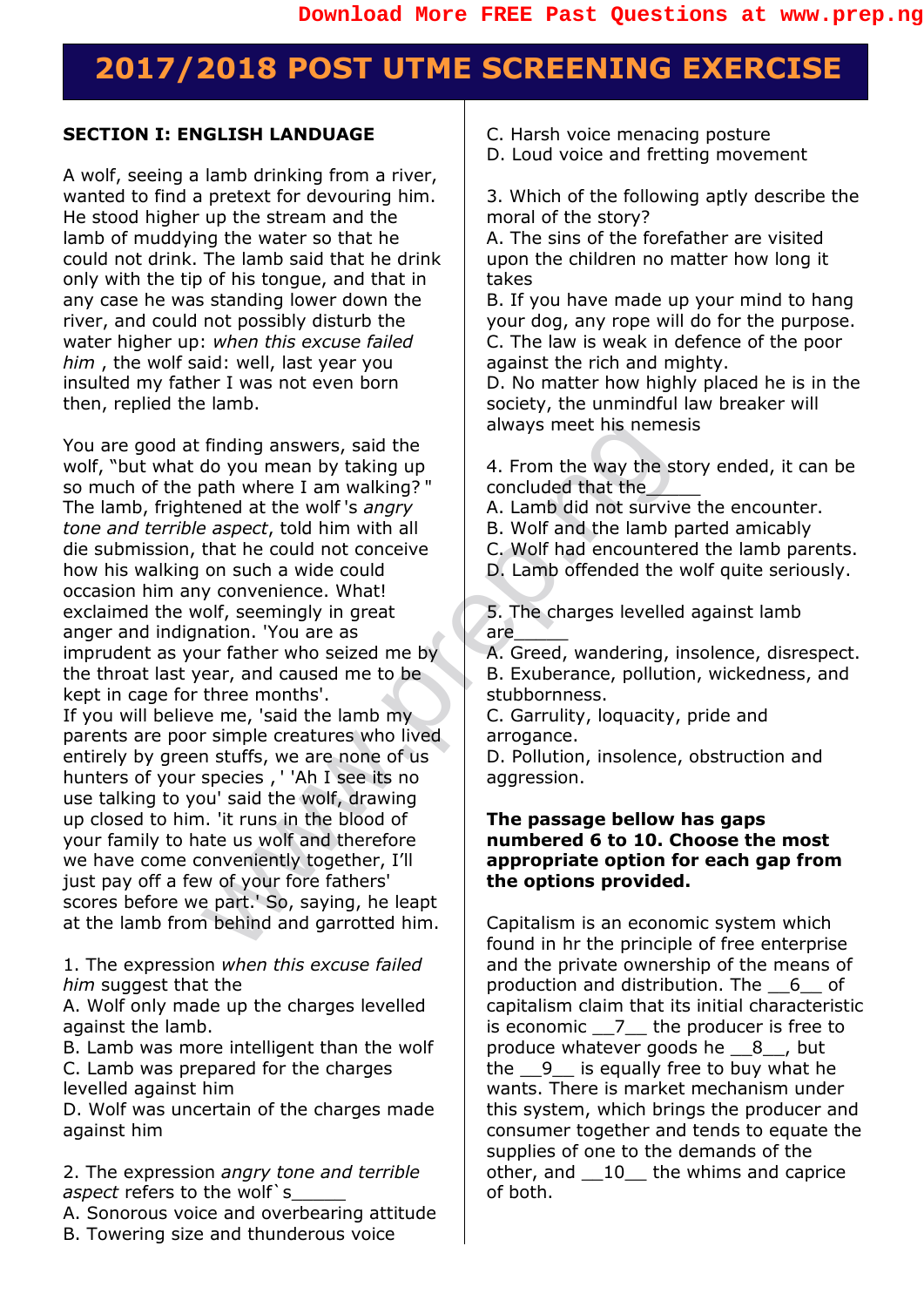# 2017/2018 POST UTME SCREENING EXERCISE

**SECTION I: ENGLISH LANDUAGE**

A wolf, seeing a lamb drinking from a river, wanted to find a pretext for devouring him. He stood higher up the stream and the lamb of muddying the water so that he could not drink. The lamb said that he drink only with the tip of his tongue, and that in any case he was standing lower down the river, and could not possibly disturb the water higher up: *when this excuse failed him* , the wolf said: well, last year you insulted my father I was not even born then, replied the lamb.

You are good at finding answers, said the wolf, "but what do you mean by taking up so much of the path where I am walking? " The lamb, frightened at the wolf 's *angry tone and terrible aspect*, told him with all die submission, that he could not conceive how his walking on such a wide could occasion him any convenience. What! exclaimed the wolf, seemingly in great anger and indignation. 'You are as imprudent as your father who seized me by the throat last year, and caused me to be kept in cage for three months'.
If you will believe me, 'said the lamb my parents are poor simple creatures who lived entirely by green stuffs, we are none of us hunters of your species , ' 'Ah I see its no use talking to you' said the wolf, drawing up closed to him. 'it runs in the blood of your family to hate us wolf and therefore we have come conveniently together, I'll just pay off a few of your fore fathers' scores before we part.' So, saying, he leapt at the lamb from behind and garrotted him.

1. The expression *when this excuse failed him* suggest that the
A. Wolf only made up the charges levelled against the lamb.
B. Lamb was more intelligent than the wolf
C. Lamb was prepared for the charges levelled against him
D. Wolf was uncertain of the charges made against him

2. The expression *angry tone and terrible aspect* refers to the wolf`s_____
A. Sonorous voice and overbearing attitude
B. Towering size and thunderous voice
C. Harsh voice menacing posture
D. Loud voice and fretting movement

3. Which of the following aptly describe the moral of the story?
A. The sins of the forefather are visited upon the children no matter how long it takes
B. If you have made up your mind to hang your dog, any rope will do for the purpose.
C. The law is weak in defence of the poor against the rich and mighty.
D. No matter how highly placed he is in the society, the unmindful law breaker will always meet his nemesis

4. From the way the story ended, it can be concluded that the_____
A. Lamb did not survive the encounter.
B. Wolf and the lamb parted amicably
C. Wolf had encountered the lamb parents.
D. Lamb offended the wolf quite seriously.

5. The charges levelled against lamb are_____
A. Greed, wandering, insolence, disrespect.
B. Exuberance, pollution, wickedness, and stubbornness.
C. Garrulity, loquacity, pride and arrogance.
D. Pollution, insolence, obstruction and aggression.

**The passage bellow has gaps numbered 6 to 10. Choose the most appropriate option for each gap from the options provided.**

Capitalism is an economic system which found in hr the principle of free enterprise and the private ownership of the means of production and distribution. The __6__ of capitalism claim that its initial characteristic is economic __7__ the producer is free to produce whatever goods he __8__, but the __9__ is equally free to buy what he wants. There is market mechanism under this system, which brings the producer and consumer together and tends to equate the supplies of one to the demands of the other, and __10__ the whims and caprice of both.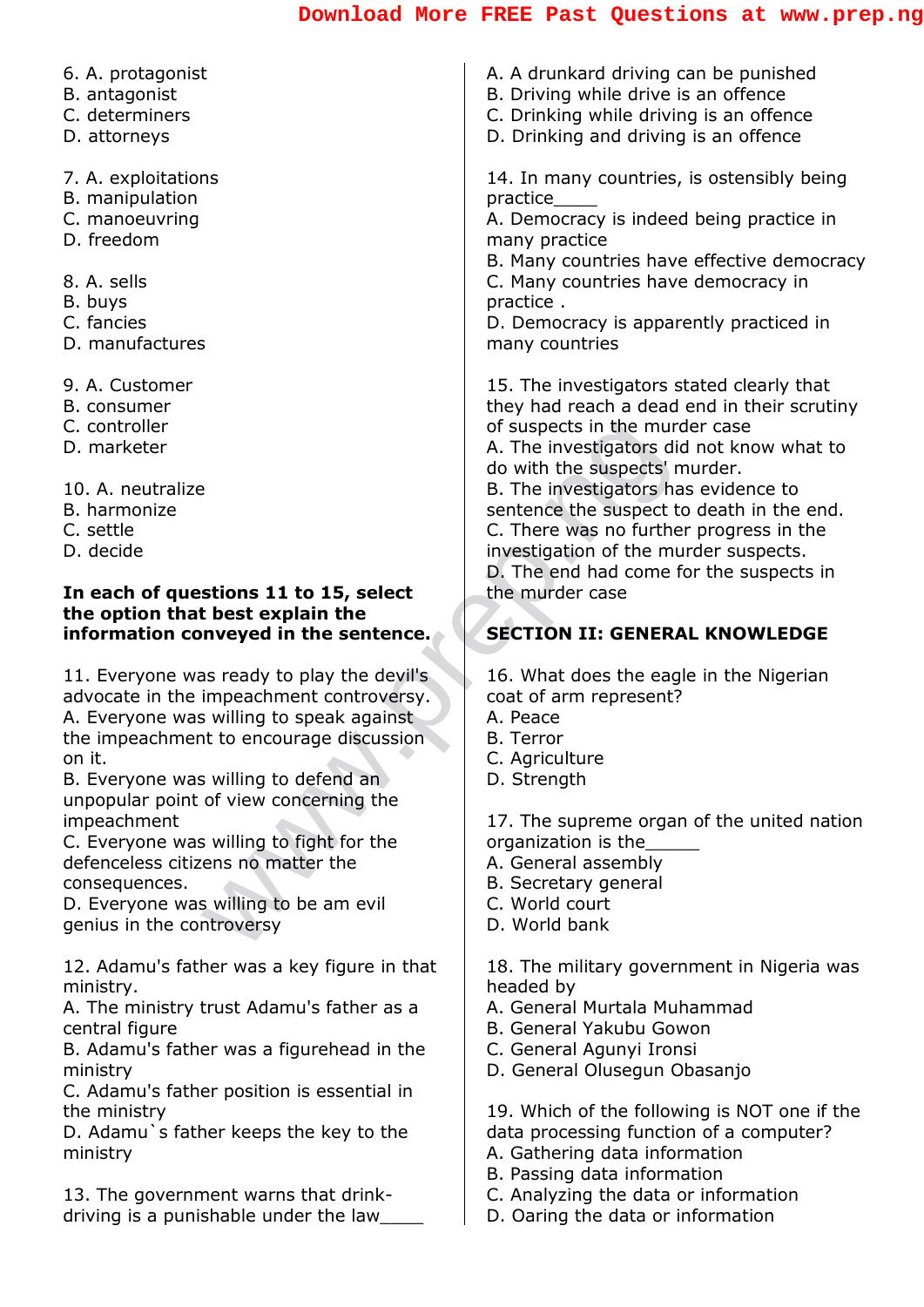6. A. protagonist
B. antagonist
C. determiners
D. attorneys

7. A. exploitations
B. manipulation
C. manoeuvring
D. freedom

8. A. sells
B. buys
C. fancies
D. manufactures

9. A. Customer
B. consumer
C. controller
D. marketer

10. A. neutralize
B. harmonize
C. settle
D. decide

**In each of questions 11 to 15, select the option that best explain the information conveyed in the sentence.**

11. Everyone was ready to play the devil's advocate in the impeachment controversy.
A. Everyone was willing to speak against the impeachment to encourage discussion on it.
B. Everyone was willing to defend an unpopular point of view concerning the impeachment
C. Everyone was willing to fight for the defenceless citizens no matter the consequences.
D. Everyone was willing to be am evil genius in the controversy

12. Adamu's father was a key figure in that ministry.
A. The ministry trust Adamu's father as a central figure
B. Adamu's father was a figurehead in the ministry
C. Adamu's father position is essential in the ministry
D. Adamu`s father keeps the key to the ministry

13. The government warns that drink-driving is a punishable under the law____
A. A drunkard driving can be punished
B. Driving while drive is an offence
C. Drinking while driving is an offence
D. Drinking and driving is an offence

14. In many countries, is ostensibly being practice____
A. Democracy is indeed being practice in many practice
B. Many countries have effective democracy
C. Many countries have democracy in practice .
D. Democracy is apparently practiced in many countries

15. The investigators stated clearly that they had reach a dead end in their scrutiny of suspects in the murder case
A. The investigators did not know what to do with the suspects' murder.
B. The investigators has evidence to sentence the suspect to death in the end.
C. There was no further progress in the investigation of the murder suspects.
D. The end had come for the suspects in the murder case

## SECTION II: GENERAL KNOWLEDGE

16. What does the eagle in the Nigerian coat of arm represent?
A. Peace
B. Terror
C. Agriculture
D. Strength

17. The supreme organ of the united nation organization is the_____
A. General assembly
B. Secretary general
C. World court
D. World bank

18. The military government in Nigeria was headed by
A. General Murtala Muhammad
B. General Yakubu Gowon
C. General Agunyi Ironsi
D. General Olusegun Obasanjo

19. Which of the following is NOT one if the data processing function of a computer?
A. Gathering data information
B. Passing data information
C. Analyzing the data or information
D. Oaring the data or information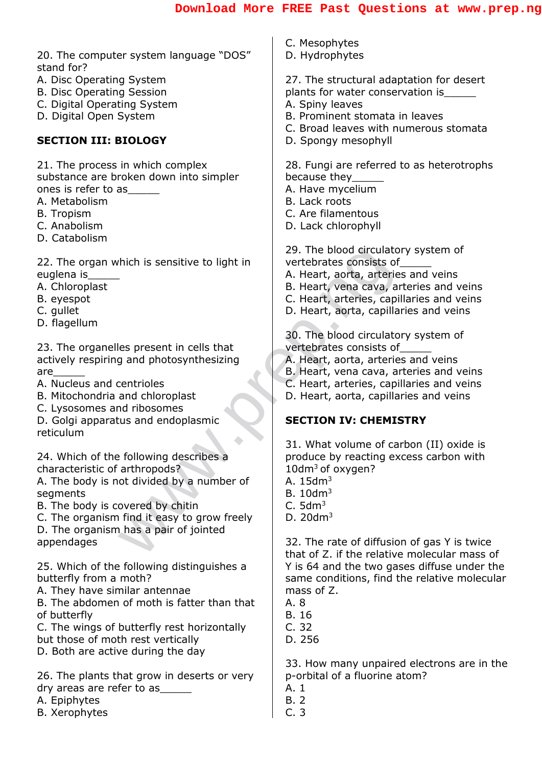20. The computer system language "DOS" stand for?
A. Disc Operating System
B. Disc Operating Session
C. Digital Operating System
D. Digital Open System

**SECTION III: BIOLOGY**

21. The process in which complex substance are broken down into simpler ones is refer to as______
A. Metabolism
B. Tropism
C. Anabolism
D. Catabolism

22. The organ which is sensitive to light in euglena is______
A. Chloroplast
B. eyespot
C. gullet
D. flagellum

23. The organelles present in cells that actively respiring and photosynthesizing are______
A. Nucleus and centrioles
B. Mitochondria and chloroplast
C. Lysosomes and ribosomes
D. Golgi apparatus and endoplasmic reticulum

24. Which of the following describes a characteristic of arthropods?
A. The body is not divided by a number of segments
B. The body is covered by chitin
C. The organism find it easy to grow freely
D. The organism has a pair of jointed appendages

25. Which of the following distinguishes a butterfly from a moth?
A. They have similar antennae
B. The abdomen of moth is fatter than that of butterfly
C. The wings of butterfly rest horizontally but those of moth rest vertically
D. Both are active during the day

26. The plants that grow in deserts or very dry areas are refer to as______
A. Epiphytes
B. Xerophytes
C. Mesophytes
D. Hydrophytes

27. The structural adaptation for desert plants for water conservation is______
A. Spiny leaves
B. Prominent stomata in leaves
C. Broad leaves with numerous stomata
D. Spongy mesophyll

28. Fungi are referred to as heterotrophs because they______
A. Have mycelium
B. Lack roots
C. Are filamentous
D. Lack chlorophyll

29. The blood circulatory system of vertebrates consists of______
A. Heart, aorta, arteries and veins
B. Heart, vena cava, arteries and veins
C. Heart, arteries, capillaries and veins
D. Heart, aorta, capillaries and veins

30. The blood circulatory system of vertebrates consists of______
A. Heart, aorta, arteries and veins
B. Heart, vena cava, arteries and veins
C. Heart, arteries, capillaries and veins
D. Heart, aorta, capillaries and veins

**SECTION IV: CHEMISTRY**

31. What volume of carbon (II) oxide is produce by reacting excess carbon with $10dm^3$ of oxygen?
A. $15dm^3$
B. $10dm^3$
C. $5dm^3$
D. $20dm^3$

32. The rate of diffusion of gas Y is twice that of Z. if the relative molecular mass of Y is 64 and the two gases diffuse under the same conditions, find the relative molecular mass of Z.
A. 8
B. 16
C. 32
D. 256

33. How many unpaired electrons are in the p-orbital of a fluorine atom?
A. 1
B. 2
C. 3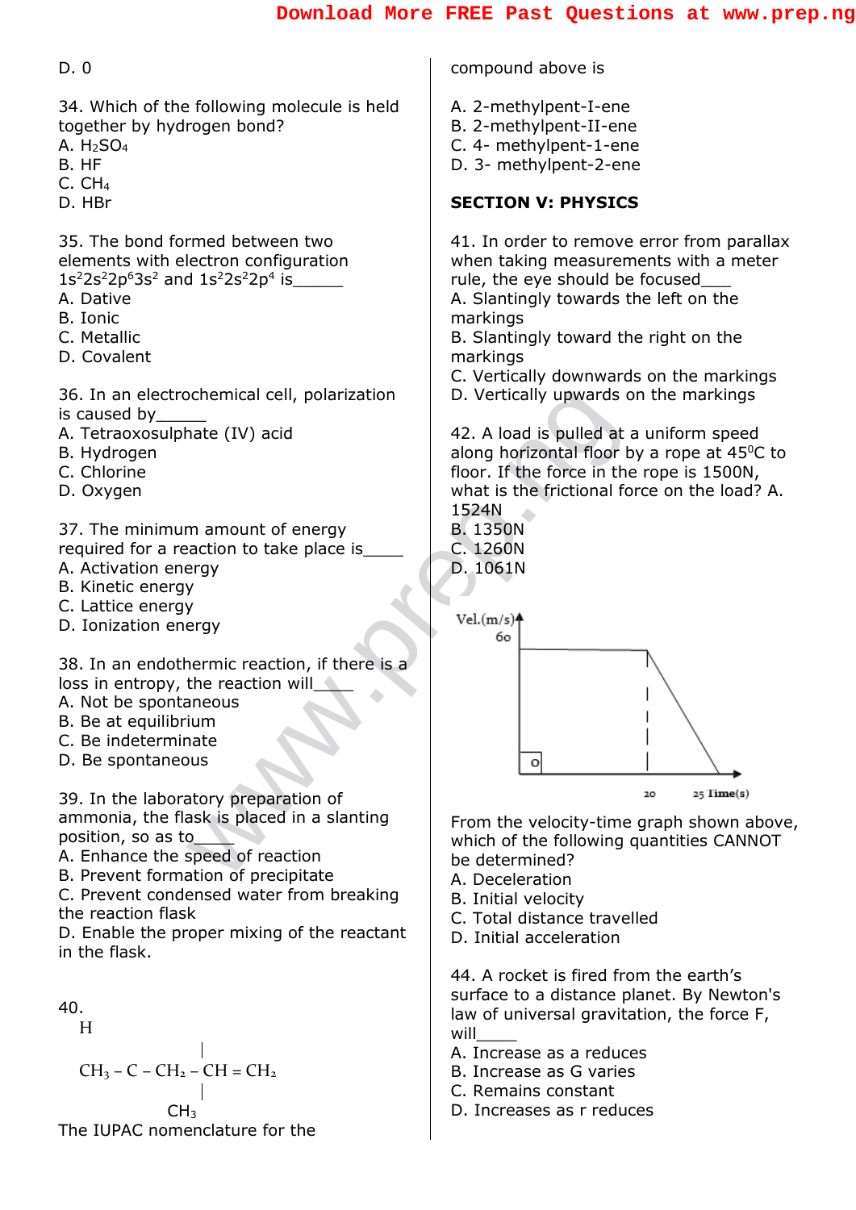D. 0

34. Which of the following molecule is held together by hydrogen bond?
A. $H_2SO_4$
B. HF
C. $CH_4$
D. HBr

35. The bond formed between two elements with electron configuration $1s^22s^22p^63s^2$ and $1s^22s^22p^4$ is\_\_\_\_\_\_
A. Dative
B. Ionic
C. Metallic
D. Covalent

36. In an electrochemical cell, polarization is caused by\_\_\_\_\_\_
A. Tetraoxosulphate (IV) acid
B. Hydrogen
C. Chlorine
D. Oxygen

37. The minimum amount of energy required for a reaction to take place is\_\_\_\_\_
A. Activation energy
B. Kinetic energy
C. Lattice energy
D. Ionization energy

38. In an endothermic reaction, if there is a loss in entropy, the reaction will\_\_\_\_\_
A. Not be spontaneous
B. Be at equilibrium
C. Be indeterminate
D. Be spontaneous

39. In the laboratory preparation of ammonia, the flask is placed in a slanting position, so as to\_\_\_\_\_
A. Enhance the speed of reaction
B. Prevent formation of precipitate
C. Prevent condensed water from breaking the reaction flask
D. Enable the proper mixing of the reactant in the flask.

40.

```
        H
        |
CH3 – C – CH2 – CH = CH2
        |
       CH3
```

The IUPAC nomenclature for the compound above is

A. 2-methylpent-I-ene
B. 2-methylpent-II-ene
C. 4- methylpent-1-ene
D. 3- methylpent-2-ene

## SECTION V: PHYSICS

41. In order to remove error from parallax when taking measurements with a meter rule, the eye should be focused\_\_\_\_
A. Slantingly towards the left on the markings
B. Slantingly toward the right on the markings
C. Vertically downwards on the markings
D. Vertically upwards on the markings

42. A load is pulled at a uniform speed along horizontal floor by a rope at $45^0C$ to floor. If the force in the rope is 1500N, what is the frictional force on the load? A. 1524N
B. 1350N
C. 1260N
D. 1061N

[Velocity-time graph: Vel.(m/s) axis with value 60; constant velocity 60 m/s from 0 to 20 s, then decreasing linearly to 0 at 25 s; Time(s) axis marked 20, 25]

From the velocity-time graph shown above, which of the following quantities CANNOT be determined?
A. Deceleration
B. Initial velocity
C. Total distance travelled
D. Initial acceleration

44. A rocket is fired from the earth's surface to a distance planet. By Newton's law of universal gravitation, the force F, will\_\_\_\_\_
A. Increase as a reduces
B. Increase as G varies
C. Remains constant
D. Increases as r reduces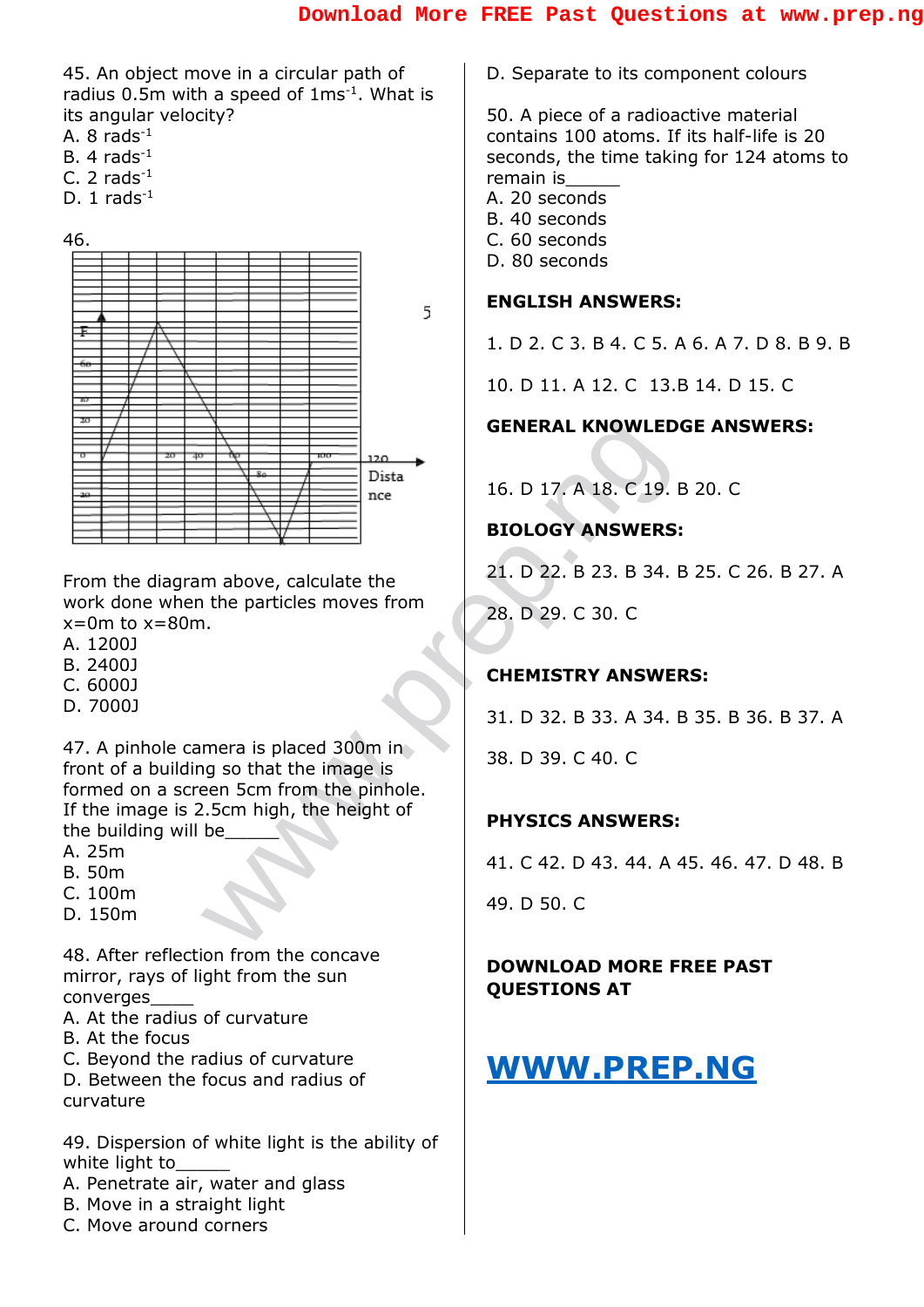45. An object move in a circular path of radius 0.5m with a speed of $1ms^{-1}$. What is its angular velocity?
A. 8 $rads^{-1}$
B. 4 $rads^{-1}$
C. 2 $rads^{-1}$
D. 1 $rads^{-1}$

46.

From the diagram above, calculate the work done when the particles moves from x=0m to x=80m.
A. 1200J
B. 2400J
C. 6000J
D. 7000J

47. A pinhole camera is placed 300m in front of a building so that the image is formed on a screen 5cm from the pinhole. If the image is 2.5cm high, the height of the building will be______
A. 25m
B. 50m
C. 100m
D. 150m

48. After reflection from the concave mirror, rays of light from the sun converges_____
A. At the radius of curvature
B. At the focus
C. Beyond the radius of curvature
D. Between the focus and radius of curvature

49. Dispersion of white light is the ability of white light to______
A. Penetrate air, water and glass
B. Move in a straight light
C. Move around corners
D. Separate to its component colours

50. A piece of a radioactive material contains 100 atoms. If its half-life is 20 seconds, the time taking for 124 atoms to remain is______
A. 20 seconds
B. 40 seconds
C. 60 seconds
D. 80 seconds

**ENGLISH ANSWERS:**

1. D 2. C 3. B 4. C 5. A 6. A 7. D 8. B 9. B

10. D 11. A 12. C 13.B 14. D 15. C

**GENERAL KNOWLEDGE ANSWERS:**

16. D 17. A 18. C 19. B 20. C

**BIOLOGY ANSWERS:**

21. D 22. B 23. B 34. B 25. C 26. B 27. A

28. D 29. C 30. C

**CHEMISTRY ANSWERS:**

31. D 32. B 33. A 34. B 35. B 36. B 37. A

38. D 39. C 40. C

**PHYSICS ANSWERS:**

41. C 42. D 43. 44. A 45. 46. 47. D 48. B

49. D 50. C

**DOWNLOAD MORE FREE PAST QUESTIONS AT**

# [WWW.PREP.NG](http://www.prep.ng)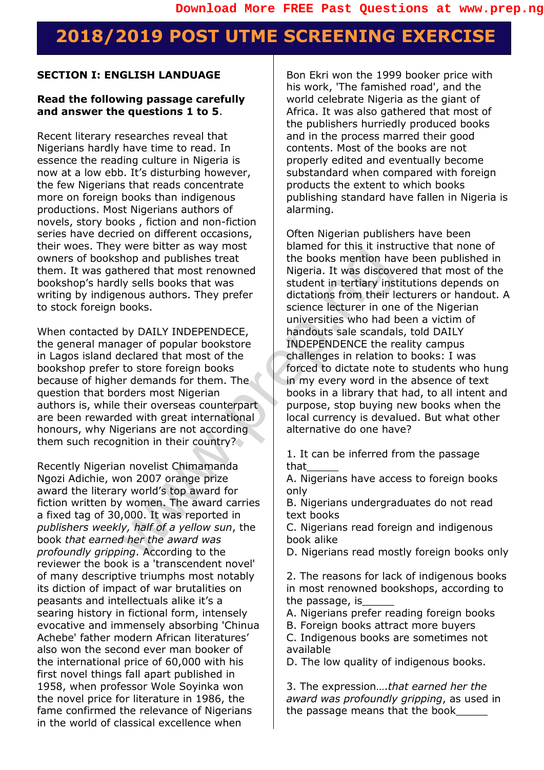# 2018/2019 POST UTME SCREENING EXERCISE

**SECTION I: ENGLISH LANDUAGE**

**Read the following passage carefully and answer the questions 1 to 5**.

Recent literary researches reveal that Nigerians hardly have time to read. In essence the reading culture in Nigeria is now at a low ebb. It's disturbing however, the few Nigerians that reads concentrate more on foreign books than indigenous productions. Most Nigerians authors of novels, story books , fiction and non-fiction series have decried on different occasions, their woes. They were bitter as way most owners of bookshop and publishes treat them. It was gathered that most renowned bookshop's hardly sells books that was writing by indigenous authors. They prefer to stock foreign books.

When contacted by DAILY INDEPENDECE, the general manager of popular bookstore in Lagos island declared that most of the bookshop prefer to store foreign books because of higher demands for them. The question that borders most Nigerian authors is, while their overseas counterpart are been rewarded with great international honours, why Nigerians are not according them such recognition in their country?

Recently Nigerian novelist Chimamanda Ngozi Adichie, won 2007 orange prize award the literary world's top award for fiction written by women. The award carries a fixed tag of 30,000. It was reported in *publishers weekly, half of a yellow sun*, the book *that earned her the award was profoundly gripping*. According to the reviewer the book is a 'transcendent novel' of many descriptive triumphs most notably its diction of impact of war brutalities on peasants and intellectuals alike it's a searing history in fictional form, intensely evocative and immensely absorbing 'Chinua Achebe' father modern African literatures' also won the second ever man booker of the international price of 60,000 with his first novel things fall apart published in 1958, when professor Wole Soyinka won the novel price for literature in 1986, the fame confirmed the relevance of Nigerians in the world of classical excellence when Bon Ekri won the 1999 booker price with his work, 'The famished road', and the world celebrate Nigeria as the giant of Africa. It was also gathered that most of the publishers hurriedly produced books and in the process marred their good contents. Most of the books are not properly edited and eventually become substandard when compared with foreign products the extent to which books publishing standard have fallen in Nigeria is alarming.

Often Nigerian publishers have been blamed for this it instructive that none of the books mention have been published in Nigeria. It was discovered that most of the student in tertiary institutions depends on dictations from their lecturers or handout. A science lecturer in one of the Nigerian universities who had been a victim of handouts sale scandals, told DAILY INDEPENDENCE the reality campus challenges in relation to books: I was forced to dictate note to students who hung in my every word in the absence of text books in a library that had, to all intent and purpose, stop buying new books when the local currency is devalued. But what other alternative do one have?

1. It can be inferred from the passage that_____
A. Nigerians have access to foreign books only
B. Nigerians undergraduates do not read text books
C. Nigerians read foreign and indigenous book alike
D. Nigerians read mostly foreign books only

2. The reasons for lack of indigenous books in most renowned bookshops, according to the passage, is_____
A. Nigerians prefer reading foreign books
B. Foreign books attract more buyers
C. Indigenous books are sometimes not available
D. The low quality of indigenous books.

3. The expression….*that earned her the award was profoundly gripping*, as used in the passage means that the book_____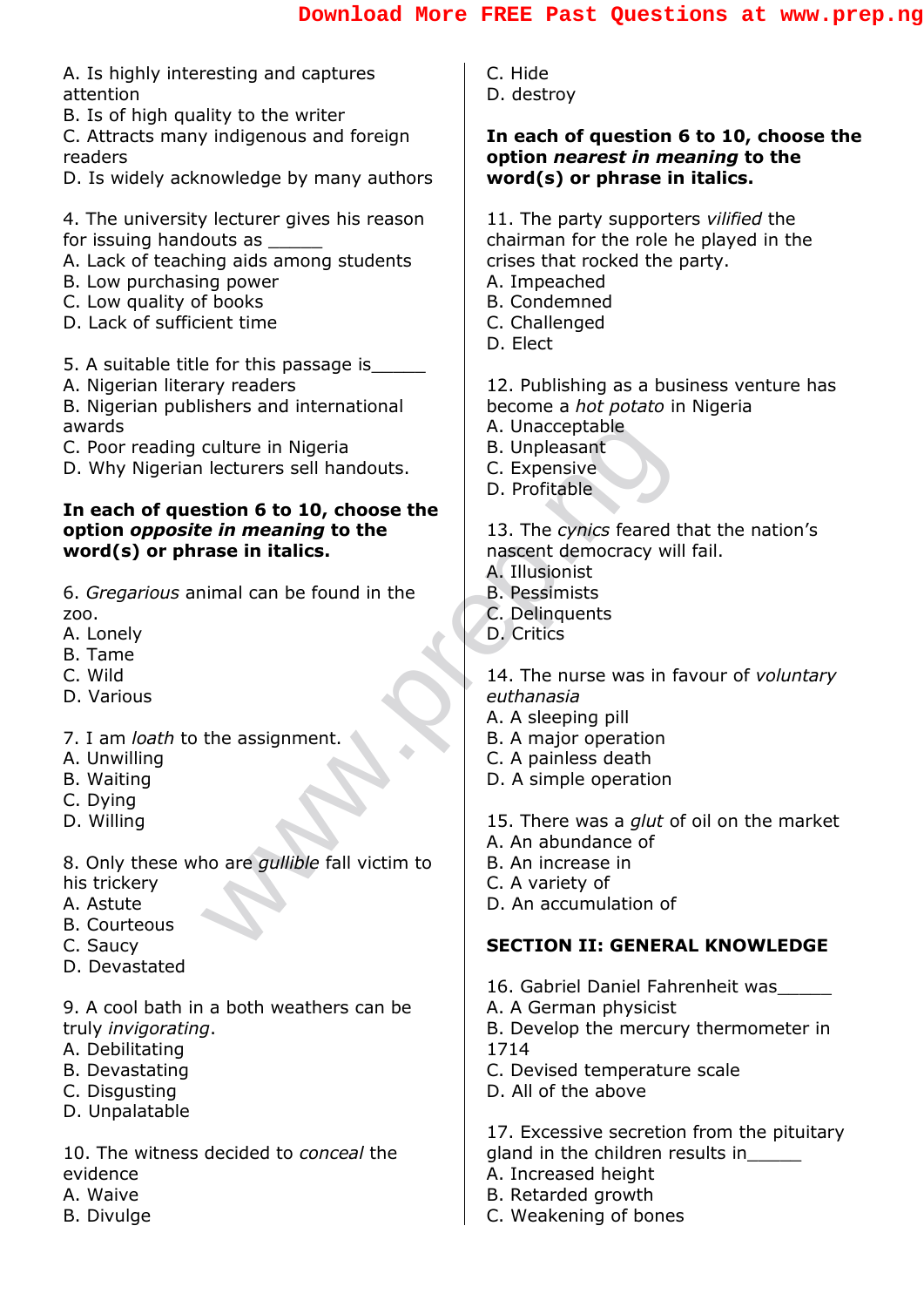A. Is highly interesting and captures attention
B. Is of high quality to the writer
C. Attracts many indigenous and foreign readers
D. Is widely acknowledge by many authors

4. The university lecturer gives his reason for issuing handouts as ______
A. Lack of teaching aids among students
B. Low purchasing power
C. Low quality of books
D. Lack of sufficient time

5. A suitable title for this passage is______
A. Nigerian literary readers
B. Nigerian publishers and international awards
C. Poor reading culture in Nigeria
D. Why Nigerian lecturers sell handouts.

**In each of question 6 to 10, choose the option *opposite in meaning* to the word(s) or phrase in italics.**

6. *Gregarious* animal can be found in the zoo.
A. Lonely
B. Tame
C. Wild
D. Various

7. I am *loath* to the assignment.
A. Unwilling
B. Waiting
C. Dying
D. Willing

8. Only these who are *gullible* fall victim to his trickery
A. Astute
B. Courteous
C. Saucy
D. Devastated

9. A cool bath in a both weathers can be truly *invigorating*.
A. Debilitating
B. Devastating
C. Disgusting
D. Unpalatable

10. The witness decided to *conceal* the evidence
A. Waive
B. Divulge
C. Hide
D. destroy

**In each of question 6 to 10, choose the option *nearest in meaning* to the word(s) or phrase in italics.**

11. The party supporters *vilified* the chairman for the role he played in the crises that rocked the party.
A. Impeached
B. Condemned
C. Challenged
D. Elect

12. Publishing as a business venture has become a *hot potato* in Nigeria
A. Unacceptable
B. Unpleasant
C. Expensive
D. Profitable

13. The *cynics* feared that the nation's nascent democracy will fail.
A. Illusionist
B. Pessimists
C. Delinquents
D. Critics

14. The nurse was in favour of *voluntary euthanasia*
A. A sleeping pill
B. A major operation
C. A painless death
D. A simple operation

15. There was a *glut* of oil on the market
A. An abundance of
B. An increase in
C. A variety of
D. An accumulation of

## SECTION II: GENERAL KNOWLEDGE

16. Gabriel Daniel Fahrenheit was______
A. A German physicist
B. Develop the mercury thermometer in 1714
C. Devised temperature scale
D. All of the above

17. Excessive secretion from the pituitary gland in the children results in______
A. Increased height
B. Retarded growth
C. Weakening of bones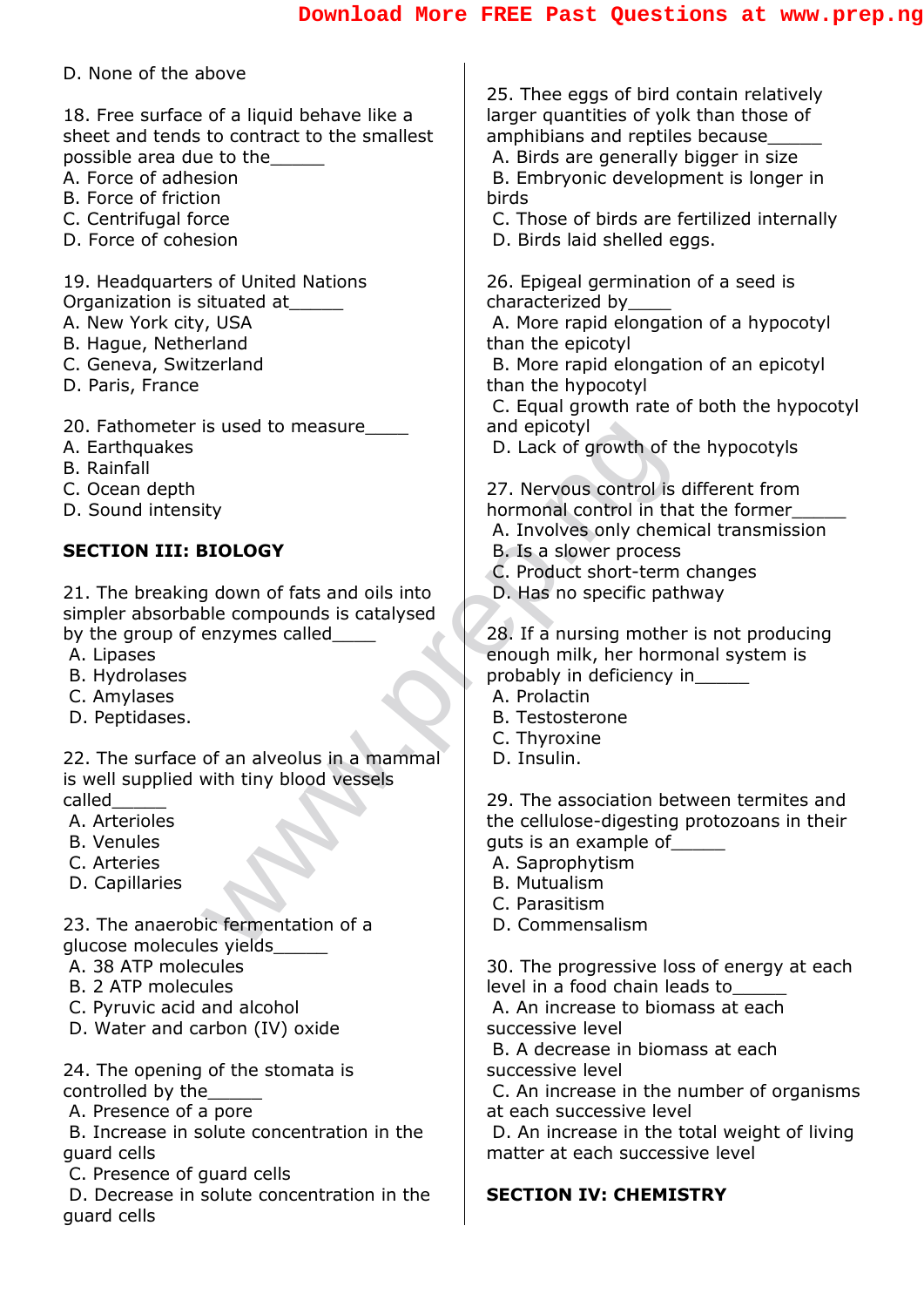D. None of the above

18. Free surface of a liquid behave like a sheet and tends to contract to the smallest possible area due to the______
A. Force of adhesion
B. Force of friction
C. Centrifugal force
D. Force of cohesion

19. Headquarters of United Nations Organization is situated at______
A. New York city, USA
B. Hague, Netherland
C. Geneva, Switzerland
D. Paris, France

20. Fathometer is used to measure_____
A. Earthquakes
B. Rainfall
C. Ocean depth
D. Sound intensity

**SECTION III: BIOLOGY**

21. The breaking down of fats and oils into simpler absorbable compounds is catalysed by the group of enzymes called_____
A. Lipases
B. Hydrolases
C. Amylases
D. Peptidases.

22. The surface of an alveolus in a mammal is well supplied with tiny blood vessels called______
A. Arterioles
B. Venules
C. Arteries
D. Capillaries

23. The anaerobic fermentation of a glucose molecules yields______
A. 38 ATP molecules
B. 2 ATP molecules
C. Pyruvic acid and alcohol
D. Water and carbon (IV) oxide

24. The opening of the stomata is controlled by the______
A. Presence of a pore
B. Increase in solute concentration in the guard cells
C. Presence of guard cells
D. Decrease in solute concentration in the guard cells

25. Thee eggs of bird contain relatively larger quantities of yolk than those of amphibians and reptiles because______
A. Birds are generally bigger in size
B. Embryonic development is longer in birds
C. Those of birds are fertilized internally
D. Birds laid shelled eggs.

26. Epigeal germination of a seed is characterized by_____
A. More rapid elongation of a hypocotyl than the epicotyl
B. More rapid elongation of an epicotyl than the hypocotyl
C. Equal growth rate of both the hypocotyl and epicotyl
D. Lack of growth of the hypocotyls

27. Nervous control is different from hormonal control in that the former______
A. Involves only chemical transmission
B. Is a slower process
C. Product short-term changes
D. Has no specific pathway

28. If a nursing mother is not producing enough milk, her hormonal system is probably in deficiency in______
A. Prolactin
B. Testosterone
C. Thyroxine
D. Insulin.

29. The association between termites and the cellulose-digesting protozoans in their guts is an example of______
A. Saprophytism
B. Mutualism
C. Parasitism
D. Commensalism

30. The progressive loss of energy at each level in a food chain leads to______
A. An increase to biomass at each successive level
B. A decrease in biomass at each successive level
C. An increase in the number of organisms at each successive level
D. An increase in the total weight of living matter at each successive level

**SECTION IV: CHEMISTRY**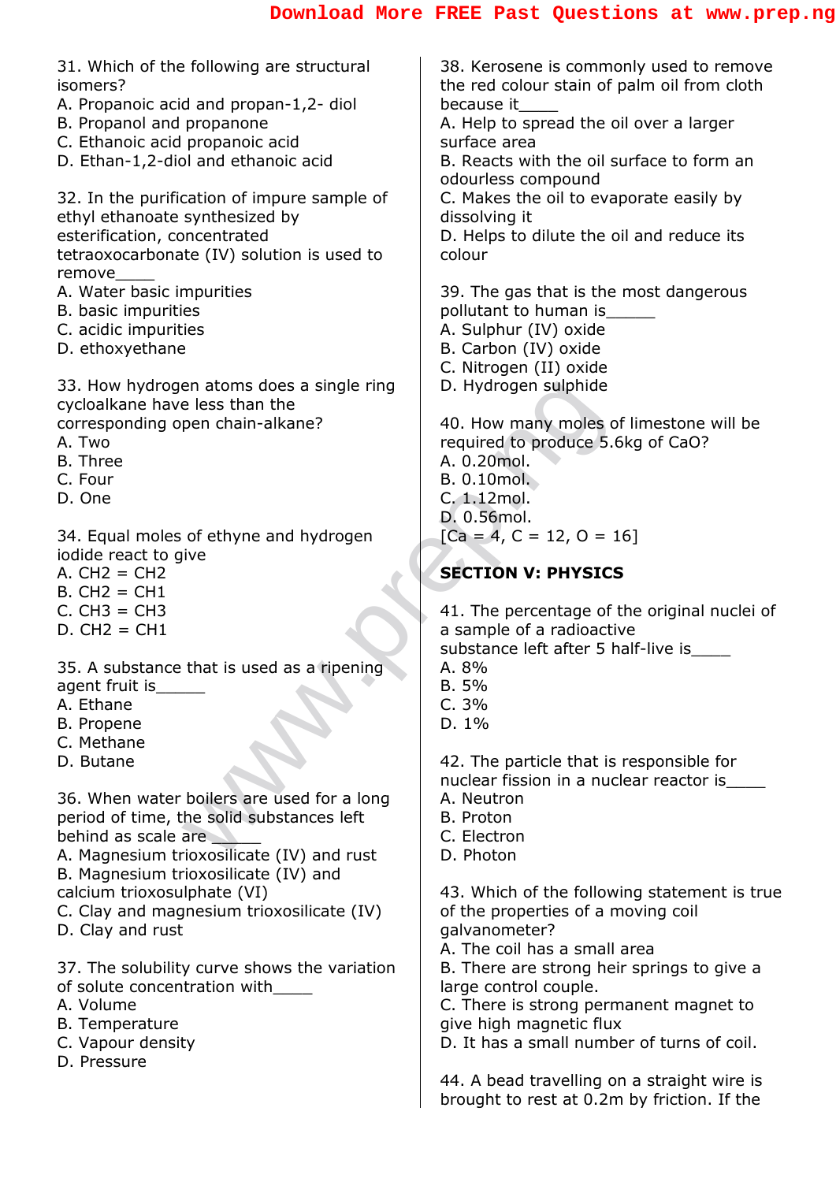31. Which of the following are structural isomers?
A. Propanoic acid and propan-1,2- diol
B. Propanol and propanone
C. Ethanoic acid propanoic acid
D. Ethan-1,2-diol and ethanoic acid

32. In the purification of impure sample of ethyl ethanoate synthesized by esterification, concentrated tetraoxocarbonate (IV) solution is used to remove_____
A. Water basic impurities
B. basic impurities
C. acidic impurities
D. ethoxyethane

33. How hydrogen atoms does a single ring cycloalkane have less than the corresponding open chain-alkane?
A. Two
B. Three
C. Four
D. One

34. Equal moles of ethyne and hydrogen iodide react to give
A. CH2 = CH2
B. CH2 = CH1
C. CH3 = CH3
D. CH2 = CH1

35. A substance that is used as a ripening agent fruit is______
A. Ethane
B. Propene
C. Methane
D. Butane

36. When water boilers are used for a long period of time, the solid substances left behind as scale are ______
A. Magnesium trioxosilicate (IV) and rust
B. Magnesium trioxosilicate (IV) and calcium trioxosulphate (VI)
C. Clay and magnesium trioxosilicate (IV)
D. Clay and rust

37. The solubility curve shows the variation of solute concentration with_____
A. Volume
B. Temperature
C. Vapour density
D. Pressure

38. Kerosene is commonly used to remove the red colour stain of palm oil from cloth because it_____
A. Help to spread the oil over a larger surface area
B. Reacts with the oil surface to form an odourless compound
C. Makes the oil to evaporate easily by dissolving it
D. Helps to dilute the oil and reduce its colour

39. The gas that is the most dangerous pollutant to human is______
A. Sulphur (IV) oxide
B. Carbon (IV) oxide
C. Nitrogen (II) oxide
D. Hydrogen sulphide

40. How many moles of limestone will be required to produce 5.6kg of CaO?
A. 0.20mol.
B. 0.10mol.
C. 1.12mol.
D. 0.56mol.
[Ca = 4, C = 12, O = 16]

## SECTION V: PHYSICS

41. The percentage of the original nuclei of a sample of a radioactive substance left after 5 half-live is_____
A. 8%
B. 5%
C. 3%
D. 1%

42. The particle that is responsible for nuclear fission in a nuclear reactor is_____
A. Neutron
B. Proton
C. Electron
D. Photon

43. Which of the following statement is true of the properties of a moving coil galvanometer?
A. The coil has a small area
B. There are strong heir springs to give a large control couple.
C. There is strong permanent magnet to give high magnetic flux
D. It has a small number of turns of coil.

44. A bead travelling on a straight wire is brought to rest at 0.2m by friction. If the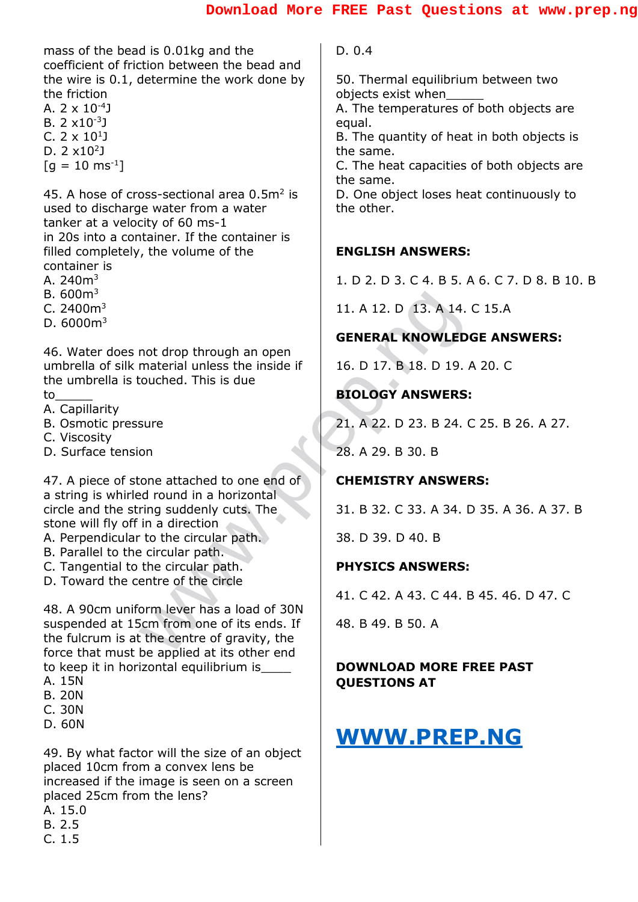mass of the bead is 0.01kg and the coefficient of friction between the bead and the wire is 0.1, determine the work done by the friction
A. $2 \times 10^{-4}$J
B. $2 \times 10^{-3}$J
C. $2 \times 10^{1}$J
D. $2 \times 10^{2}$J
[g = 10 $ms^{-1}$]

45. A hose of cross-sectional area $0.5m^2$ is used to discharge water from a water tanker at a velocity of 60 ms-1 in 20s into a container. If the container is filled completely, the volume of the container is
A. $240m^3$
B. $600m^3$
C. $2400m^3$
D. $6000m^3$

46. Water does not drop through an open umbrella of silk material unless the inside if the umbrella is touched. This is due to______
A. Capillarity
B. Osmotic pressure
C. Viscosity
D. Surface tension

47. A piece of stone attached to one end of a string is whirled round in a horizontal circle and the string suddenly cuts. The stone will fly off in a direction
A. Perpendicular to the circular path.
B. Parallel to the circular path.
C. Tangential to the circular path.
D. Toward the centre of the circle

48. A 90cm uniform lever has a load of 30N suspended at 15cm from one of its ends. If the fulcrum is at the centre of gravity, the force that must be applied at its other end to keep it in horizontal equilibrium is_____
A. 15N
B. 20N
C. 30N
D. 60N

49. By what factor will the size of an object placed 10cm from a convex lens be increased if the image is seen on a screen placed 25cm from the lens?
A. 15.0
B. 2.5
C. 1.5
D. 0.4

50. Thermal equilibrium between two objects exist when______
A. The temperatures of both objects are equal.
B. The quantity of heat in both objects is the same.
C. The heat capacities of both objects are the same.
D. One object loses heat continuously to the other.

**ENGLISH ANSWERS:**

1. D 2. D 3. C 4. B 5. A 6. C 7. D 8. B 10. B

11. A 12. D 13. A 14. C 15.A

**GENERAL KNOWLEDGE ANSWERS:**

16. D 17. B 18. D 19. A 20. C

**BIOLOGY ANSWERS:**

21. A 22. D 23. B 24. C 25. B 26. A 27.

28. A 29. B 30. B

**CHEMISTRY ANSWERS:**

31. B 32. C 33. A 34. D 35. A 36. A 37. B

38. D 39. D 40. B

**PHYSICS ANSWERS:**

41. C 42. A 43. C 44. B 45. 46. D 47. C

48. B 49. B 50. A

**DOWNLOAD MORE FREE PAST QUESTIONS AT**

**WWW.PREP.NG**